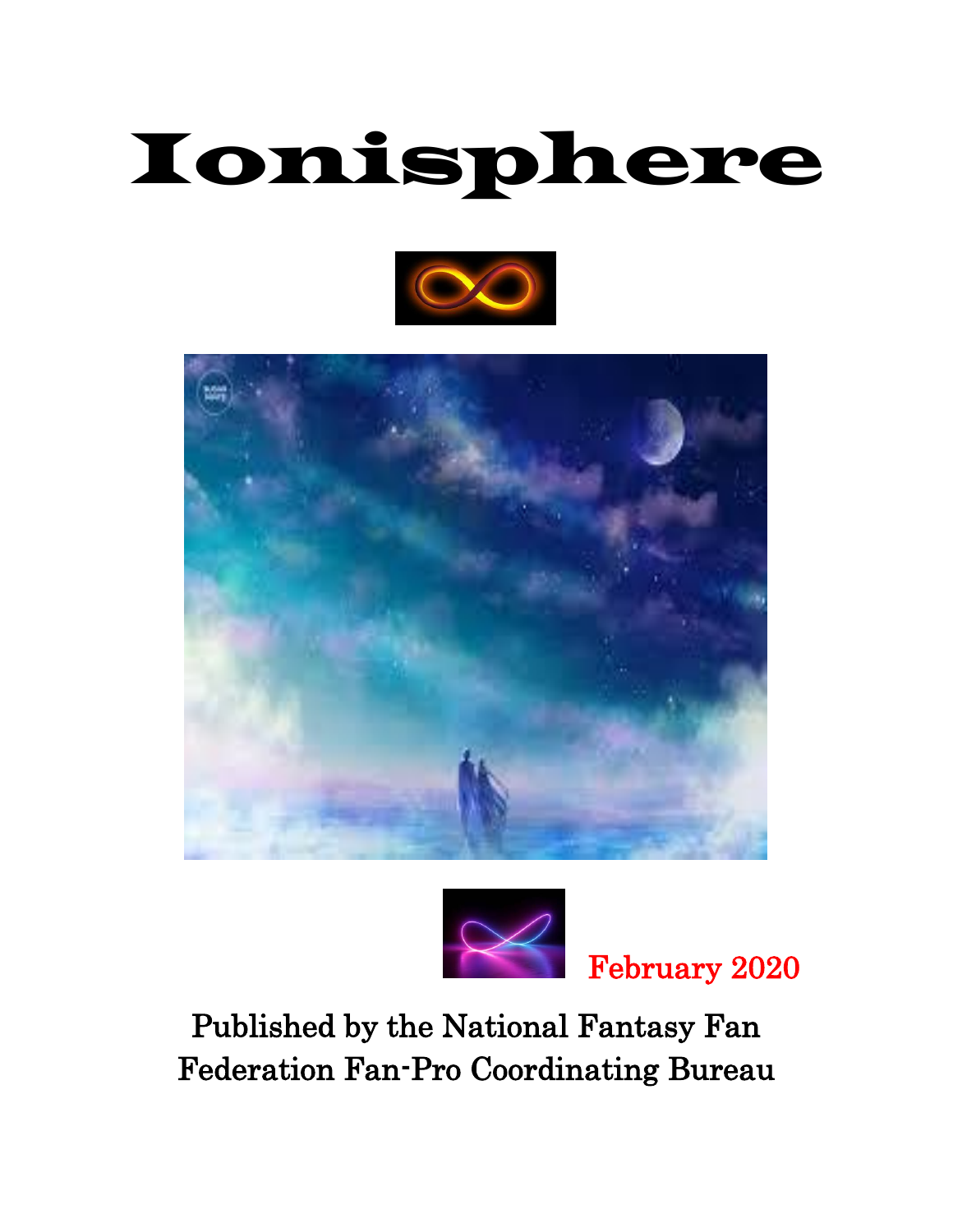# Ionisphere

February 2020

Published by the National Fantasy Fan Federation Fan-Pro Coordinating Bureau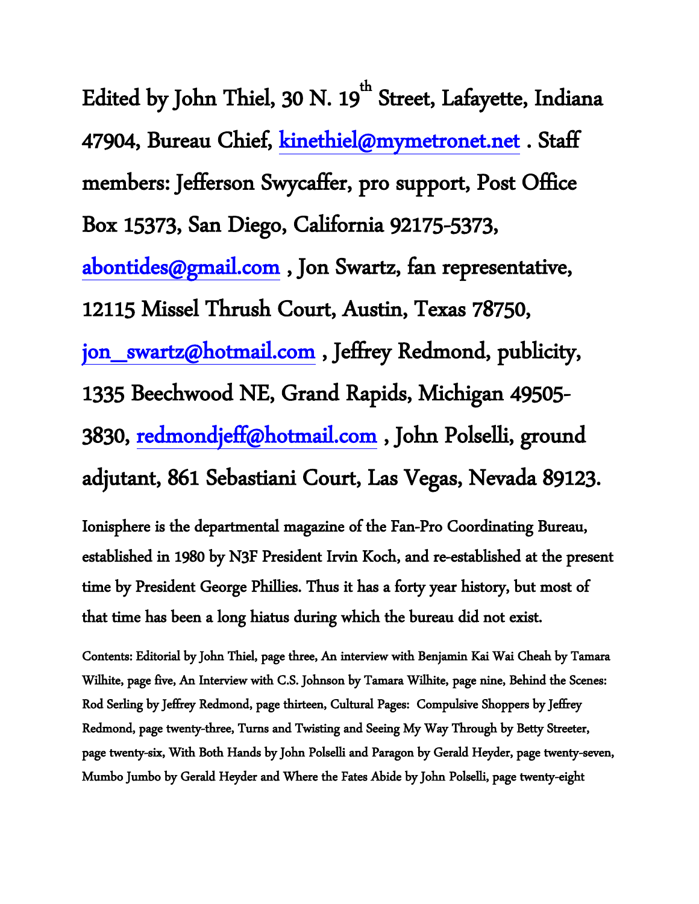Edited by John Thiel, 30 N. 19th Street, Lafayette, Indiana 47904, Bureau Chief, kinethiel@mymetronet.net . Staff members: Jefferson Swycaffer, pro support, Post Office Box 15373, San Diego, California 92175-5373, abontides@gmail.com , Jon Swartz, fan representative, 12115 Missel Thrush Court, Austin, Texas 78750, jon_swartz@hotmail.com , Jeffrey Redmond, publicity, 1335 Beechwood NE, Grand Rapids, Michigan 49505-3830, redmondjeff@hotmail.com , John Polselli, ground adjutant, 861 Sebastiani Court, Las Vegas, Nevada 89123.

Ionisphere is the departmental magazine of the Fan-Pro Coordinating Bureau, established in 1980 by N3F President Irvin Koch, and re-established at the present time by President George Phillies. Thus it has a forty year history, but most of that time has been a long hiatus during which the bureau did not exist.

Contents: Editorial by John Thiel, page three, An interview with Benjamin Kai Wai Cheah by Tamara Wilhite, page five, An Interview with C.S. Johnson by Tamara Wilhite, page nine, Behind the Scenes: Rod Serling by Jeffrey Redmond, page thirteen, Cultural Pages: Compulsive Shoppers by Jeffrey Redmond, page twenty-three, Turns and Twisting and Seeing My Way Through by Betty Streeter, page twenty-six, With Both Hands by John Polselli and Paragon by Gerald Heyder, page twenty-seven, Mumbo Jumbo by Gerald Heyder and Where the Fates Abide by John Polselli, page twenty-eight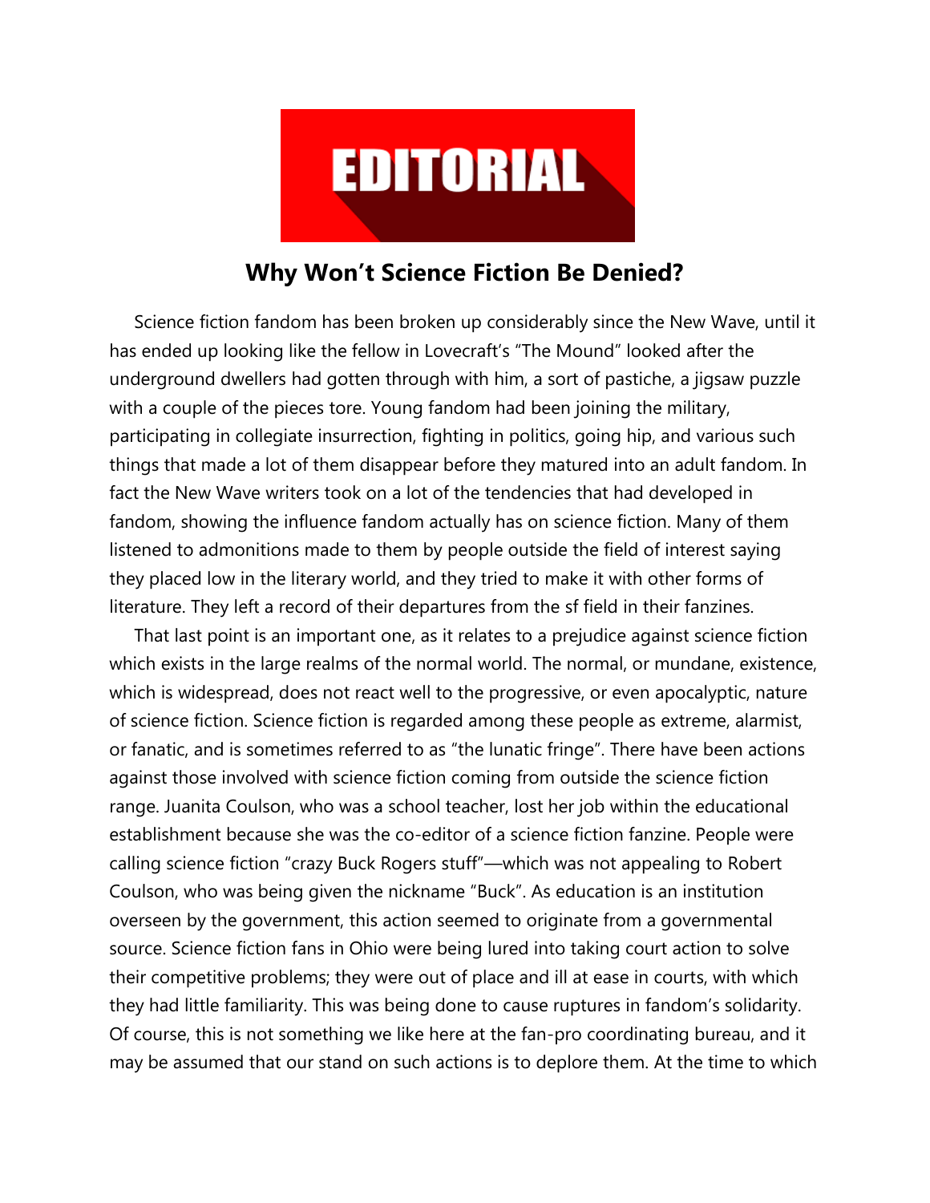# EDITORIAL

## Why Won't Science Fiction Be Denied?

Science fiction fandom has been broken up considerably since the New Wave, until it has ended up looking like the fellow in Lovecraft's "The Mound" looked after the underground dwellers had gotten through with him, a sort of pastiche, a jigsaw puzzle with a couple of the pieces tore. Young fandom had been joining the military, participating in collegiate insurrection, fighting in politics, going hip, and various such things that made a lot of them disappear before they matured into an adult fandom. In fact the New Wave writers took on a lot of the tendencies that had developed in fandom, showing the influence fandom actually has on science fiction. Many of them listened to admonitions made to them by people outside the field of interest saying they placed low in the literary world, and they tried to make it with other forms of literature. They left a record of their departures from the sf field in their fanzines.

That last point is an important one, as it relates to a prejudice against science fiction which exists in the large realms of the normal world. The normal, or mundane, existence, which is widespread, does not react well to the progressive, or even apocalyptic, nature of science fiction. Science fiction is regarded among these people as extreme, alarmist, or fanatic, and is sometimes referred to as "the lunatic fringe". There have been actions against those involved with science fiction coming from outside the science fiction range. Juanita Coulson, who was a school teacher, lost her job within the educational establishment because she was the co-editor of a science fiction fanzine. People were calling science fiction "crazy Buck Rogers stuff"—which was not appealing to Robert Coulson, who was being given the nickname "Buck". As education is an institution overseen by the government, this action seemed to originate from a governmental source. Science fiction fans in Ohio were being lured into taking court action to solve their competitive problems; they were out of place and ill at ease in courts, with which they had little familiarity. This was being done to cause ruptures in fandom's solidarity. Of course, this is not something we like here at the fan-pro coordinating bureau, and it may be assumed that our stand on such actions is to deplore them. At the time to which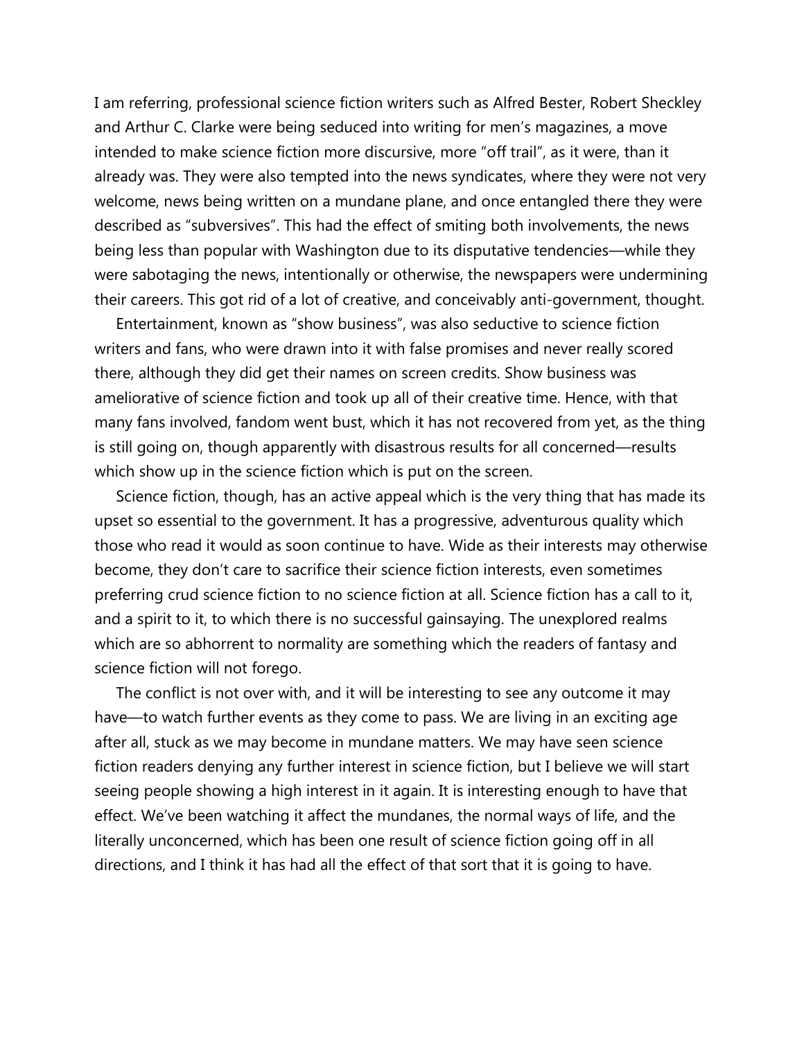I am referring, professional science fiction writers such as Alfred Bester, Robert Sheckley and Arthur C. Clarke were being seduced into writing for men's magazines, a move intended to make science fiction more discursive, more "off trail", as it were, than it already was. They were also tempted into the news syndicates, where they were not very welcome, news being written on a mundane plane, and once entangled there they were described as "subversives". This had the effect of smiting both involvements, the news being less than popular with Washington due to its disputative tendencies—while they were sabotaging the news, intentionally or otherwise, the newspapers were undermining their careers. This got rid of a lot of creative, and conceivably anti-government, thought.

Entertainment, known as "show business", was also seductive to science fiction writers and fans, who were drawn into it with false promises and never really scored there, although they did get their names on screen credits. Show business was ameliorative of science fiction and took up all of their creative time. Hence, with that many fans involved, fandom went bust, which it has not recovered from yet, as the thing is still going on, though apparently with disastrous results for all concerned—results which show up in the science fiction which is put on the screen.

Science fiction, though, has an active appeal which is the very thing that has made its upset so essential to the government. It has a progressive, adventurous quality which those who read it would as soon continue to have. Wide as their interests may otherwise become, they don't care to sacrifice their science fiction interests, even sometimes preferring crud science fiction to no science fiction at all. Science fiction has a call to it, and a spirit to it, to which there is no successful gainsaying. The unexplored realms which are so abhorrent to normality are something which the readers of fantasy and science fiction will not forego.

The conflict is not over with, and it will be interesting to see any outcome it may have—to watch further events as they come to pass. We are living in an exciting age after all, stuck as we may become in mundane matters. We may have seen science fiction readers denying any further interest in science fiction, but I believe we will start seeing people showing a high interest in it again. It is interesting enough to have that effect. We've been watching it affect the mundanes, the normal ways of life, and the literally unconcerned, which has been one result of science fiction going off in all directions, and I think it has had all the effect of that sort that it is going to have.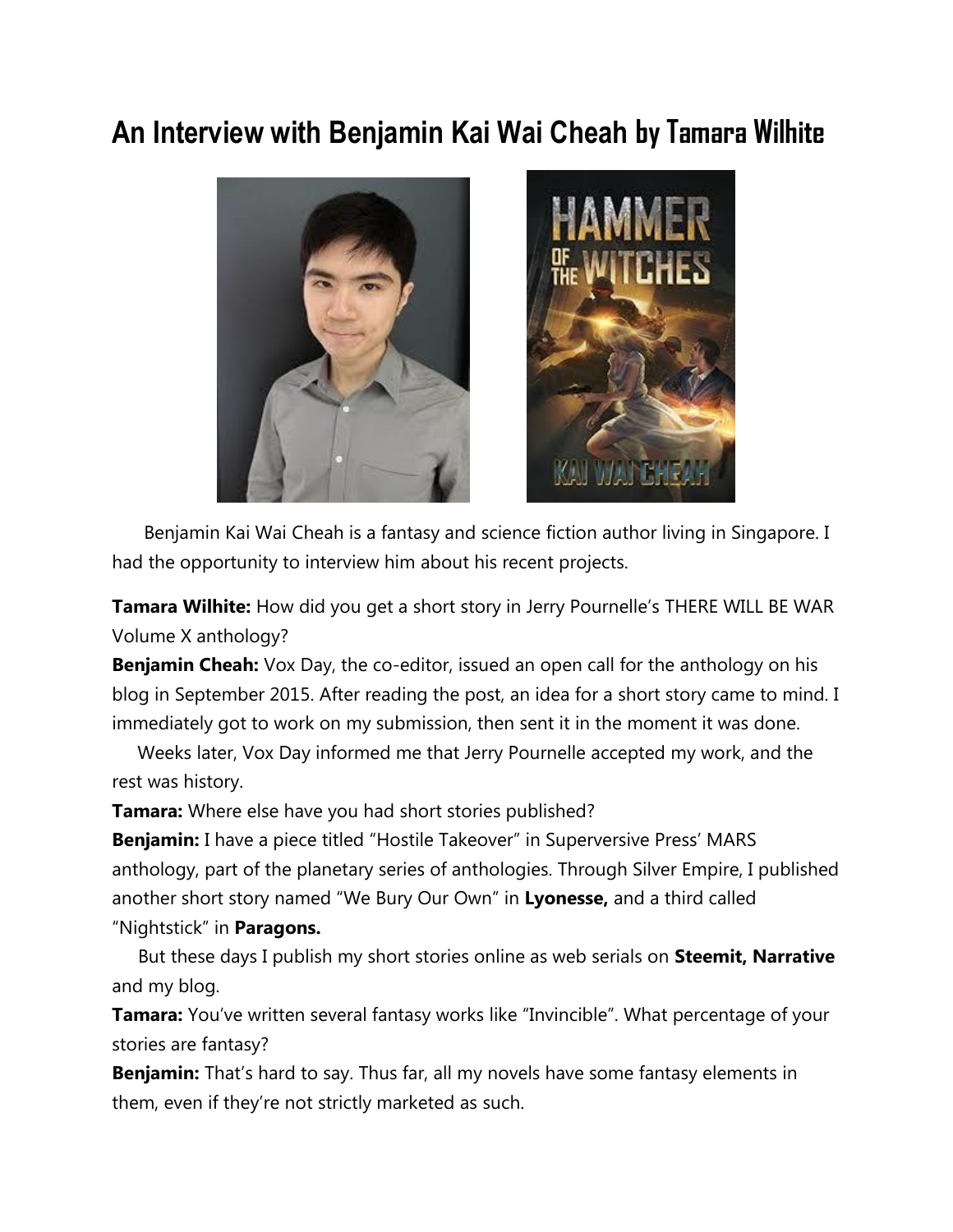# An Interview with Benjamin Kai Wai Cheah by Tamara Wilhite

Benjamin Kai Wai Cheah is a fantasy and science fiction author living in Singapore. I had the opportunity to interview him about his recent projects.

**Tamara Wilhite:** How did you get a short story in Jerry Pournelle's THERE WILL BE WAR Volume X anthology?

**Benjamin Cheah:** Vox Day, the co-editor, issued an open call for the anthology on his blog in September 2015. After reading the post, an idea for a short story came to mind. I immediately got to work on my submission, then sent it in the moment it was done.

Weeks later, Vox Day informed me that Jerry Pournelle accepted my work, and the rest was history.

**Tamara:** Where else have you had short stories published?

**Benjamin:** I have a piece titled "Hostile Takeover" in Superversive Press' MARS anthology, part of the planetary series of anthologies. Through Silver Empire, I published another short story named "We Bury Our Own" in **Lyonesse,** and a third called "Nightstick" in **Paragons.**

But these days I publish my short stories online as web serials on **Steemit, Narrative** and my blog.

**Tamara:** You've written several fantasy works like "Invincible". What percentage of your stories are fantasy?

**Benjamin:** That's hard to say. Thus far, all my novels have some fantasy elements in them, even if they're not strictly marketed as such.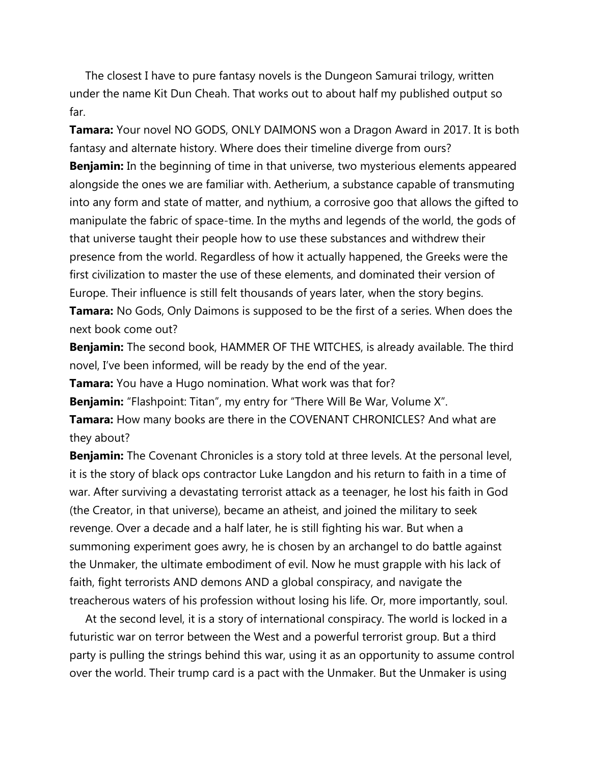The closest I have to pure fantasy novels is the Dungeon Samurai trilogy, written under the name Kit Dun Cheah. That works out to about half my published output so far.

**Tamara:** Your novel NO GODS, ONLY DAIMONS won a Dragon Award in 2017. It is both fantasy and alternate history. Where does their timeline diverge from ours?

**Benjamin:** In the beginning of time in that universe, two mysterious elements appeared alongside the ones we are familiar with. Aetherium, a substance capable of transmuting into any form and state of matter, and nythium, a corrosive goo that allows the gifted to manipulate the fabric of space-time. In the myths and legends of the world, the gods of that universe taught their people how to use these substances and withdrew their presence from the world. Regardless of how it actually happened, the Greeks were the first civilization to master the use of these elements, and dominated their version of Europe. Their influence is still felt thousands of years later, when the story begins.

**Tamara:** No Gods, Only Daimons is supposed to be the first of a series. When does the next book come out?

**Benjamin:** The second book, HAMMER OF THE WITCHES, is already available. The third novel, I've been informed, will be ready by the end of the year.

**Tamara:** You have a Hugo nomination. What work was that for?

**Benjamin:** "Flashpoint: Titan", my entry for "There Will Be War, Volume X".

**Tamara:** How many books are there in the COVENANT CHRONICLES? And what are they about?

**Benjamin:** The Covenant Chronicles is a story told at three levels. At the personal level, it is the story of black ops contractor Luke Langdon and his return to faith in a time of war. After surviving a devastating terrorist attack as a teenager, he lost his faith in God (the Creator, in that universe), became an atheist, and joined the military to seek revenge. Over a decade and a half later, he is still fighting his war. But when a summoning experiment goes awry, he is chosen by an archangel to do battle against the Unmaker, the ultimate embodiment of evil. Now he must grapple with his lack of faith, fight terrorists AND demons AND a global conspiracy, and navigate the treacherous waters of his profession without losing his life. Or, more importantly, soul.

At the second level, it is a story of international conspiracy. The world is locked in a futuristic war on terror between the West and a powerful terrorist group. But a third party is pulling the strings behind this war, using it as an opportunity to assume control over the world. Their trump card is a pact with the Unmaker. But the Unmaker is using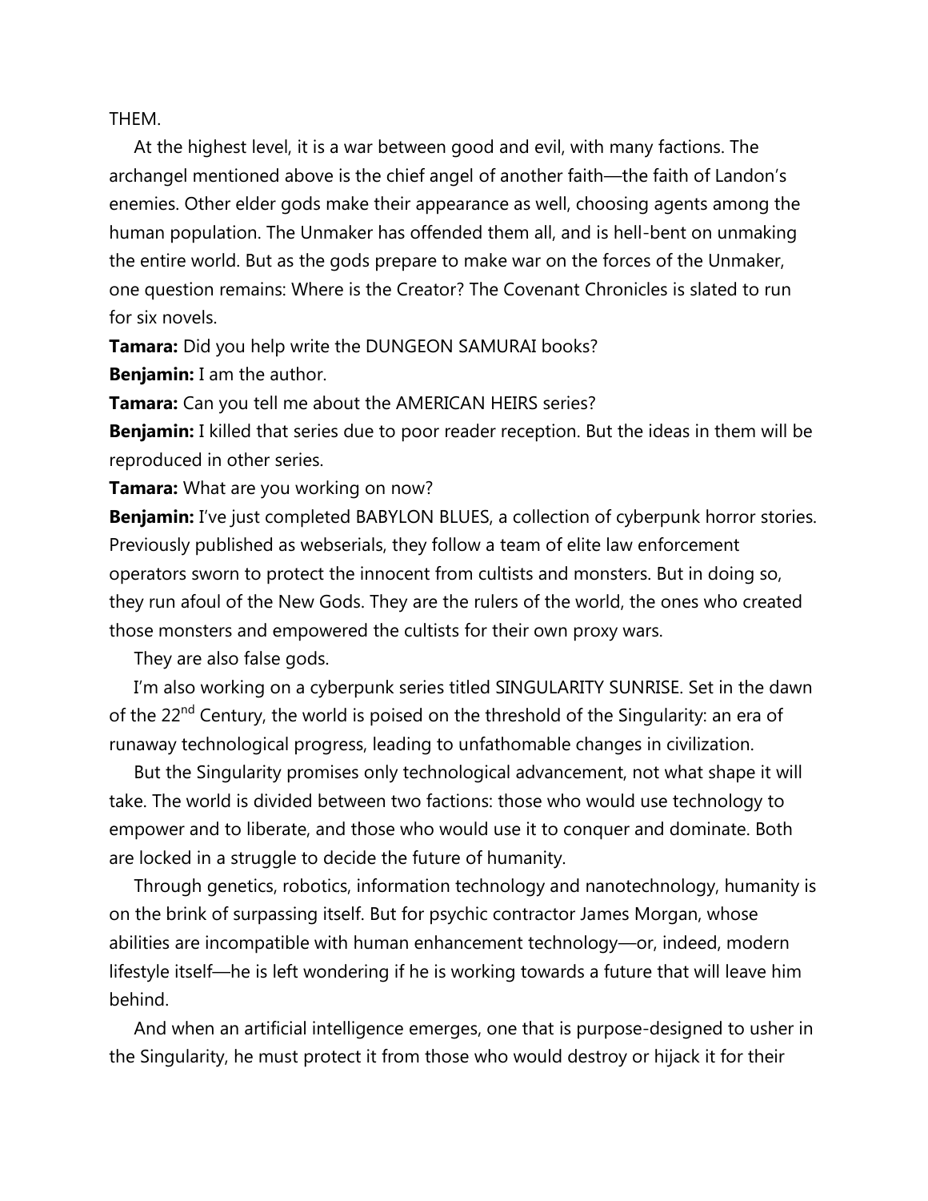THEM.

At the highest level, it is a war between good and evil, with many factions. The archangel mentioned above is the chief angel of another faith—the faith of Landon's enemies. Other elder gods make their appearance as well, choosing agents among the human population. The Unmaker has offended them all, and is hell-bent on unmaking the entire world. But as the gods prepare to make war on the forces of the Unmaker, one question remains: Where is the Creator? The Covenant Chronicles is slated to run for six novels.

**Tamara:** Did you help write the DUNGEON SAMURAI books?

**Benjamin:** I am the author.

**Tamara:** Can you tell me about the AMERICAN HEIRS series?

**Benjamin:** I killed that series due to poor reader reception. But the ideas in them will be reproduced in other series.

**Tamara:** What are you working on now?

**Benjamin:** I've just completed BABYLON BLUES, a collection of cyberpunk horror stories. Previously published as webserials, they follow a team of elite law enforcement operators sworn to protect the innocent from cultists and monsters. But in doing so, they run afoul of the New Gods. They are the rulers of the world, the ones who created those monsters and empowered the cultists for their own proxy wars.

They are also false gods.

I'm also working on a cyberpunk series titled SINGULARITY SUNRISE. Set in the dawn of the 22nd Century, the world is poised on the threshold of the Singularity: an era of runaway technological progress, leading to unfathomable changes in civilization.

But the Singularity promises only technological advancement, not what shape it will take. The world is divided between two factions: those who would use technology to empower and to liberate, and those who would use it to conquer and dominate. Both are locked in a struggle to decide the future of humanity.

Through genetics, robotics, information technology and nanotechnology, humanity is on the brink of surpassing itself. But for psychic contractor James Morgan, whose abilities are incompatible with human enhancement technology—or, indeed, modern lifestyle itself—he is left wondering if he is working towards a future that will leave him behind.

And when an artificial intelligence emerges, one that is purpose-designed to usher in the Singularity, he must protect it from those who would destroy or hijack it for their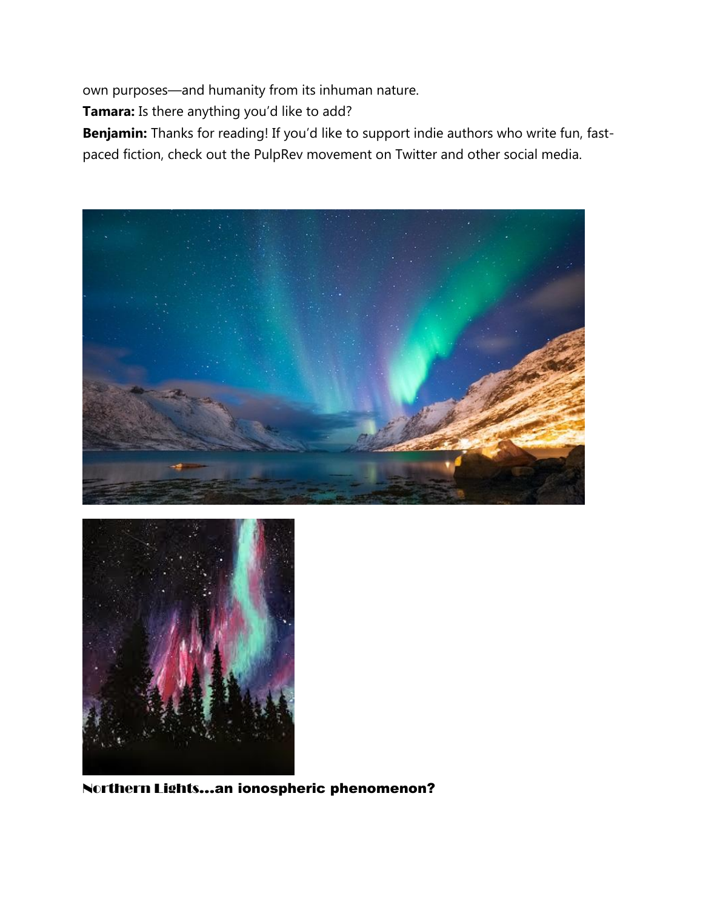own purposes—and humanity from its inhuman nature.

**Tamara:** Is there anything you'd like to add?

**Benjamin:** Thanks for reading! If you'd like to support indie authors who write fun, fast-paced fiction, check out the PulpRev movement on Twitter and other social media.

**Northern Lights…an ionospheric phenomenon?**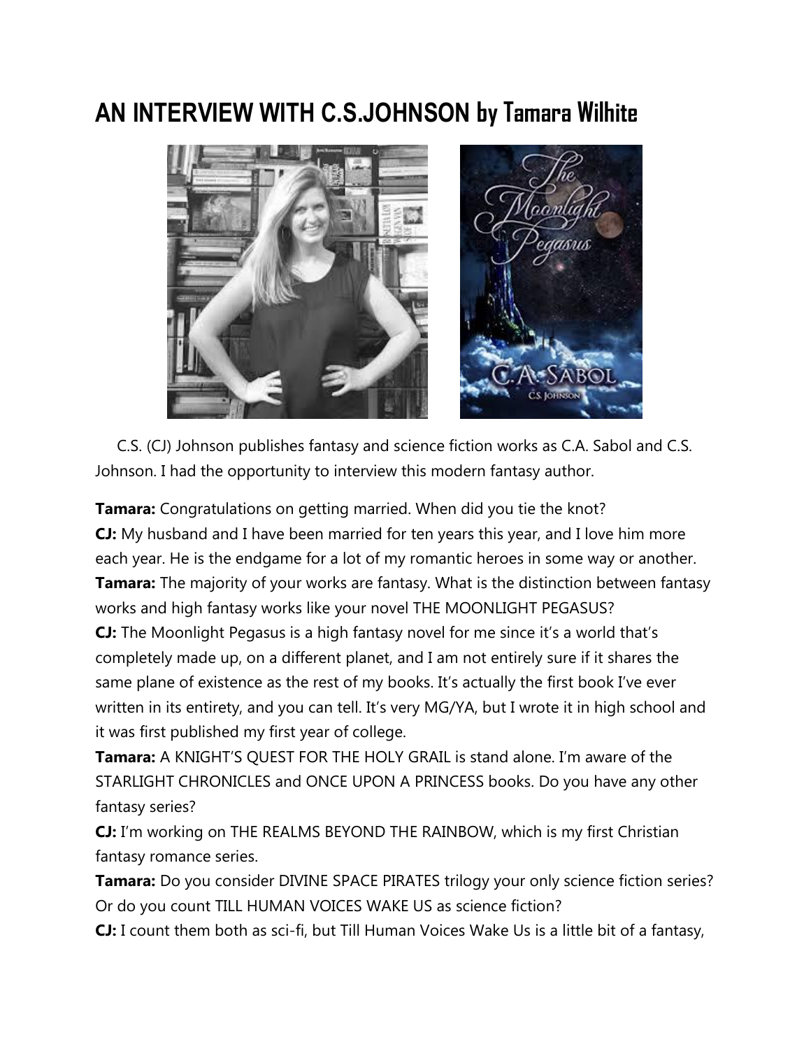# AN INTERVIEW WITH C.S.JOHNSON by Tamara Wilhite

C.S. (CJ) Johnson publishes fantasy and science fiction works as C.A. Sabol and C.S. Johnson. I had the opportunity to interview this modern fantasy author.

**Tamara:** Congratulations on getting married. When did you tie the knot?
**CJ:** My husband and I have been married for ten years this year, and I love him more each year. He is the endgame for a lot of my romantic heroes in some way or another.
**Tamara:** The majority of your works are fantasy. What is the distinction between fantasy works and high fantasy works like your novel THE MOONLIGHT PEGASUS?
**CJ:** The Moonlight Pegasus is a high fantasy novel for me since it's a world that's completely made up, on a different planet, and I am not entirely sure if it shares the same plane of existence as the rest of my books. It's actually the first book I've ever written in its entirety, and you can tell. It's very MG/YA, but I wrote it in high school and it was first published my first year of college.
**Tamara:** A KNIGHT'S QUEST FOR THE HOLY GRAIL is stand alone. I'm aware of the STARLIGHT CHRONICLES and ONCE UPON A PRINCESS books. Do you have any other fantasy series?
**CJ:** I'm working on THE REALMS BEYOND THE RAINBOW, which is my first Christian fantasy romance series.
**Tamara:** Do you consider DIVINE SPACE PIRATES trilogy your only science fiction series? Or do you count TILL HUMAN VOICES WAKE US as science fiction?
**CJ:** I count them both as sci-fi, but Till Human Voices Wake Us is a little bit of a fantasy,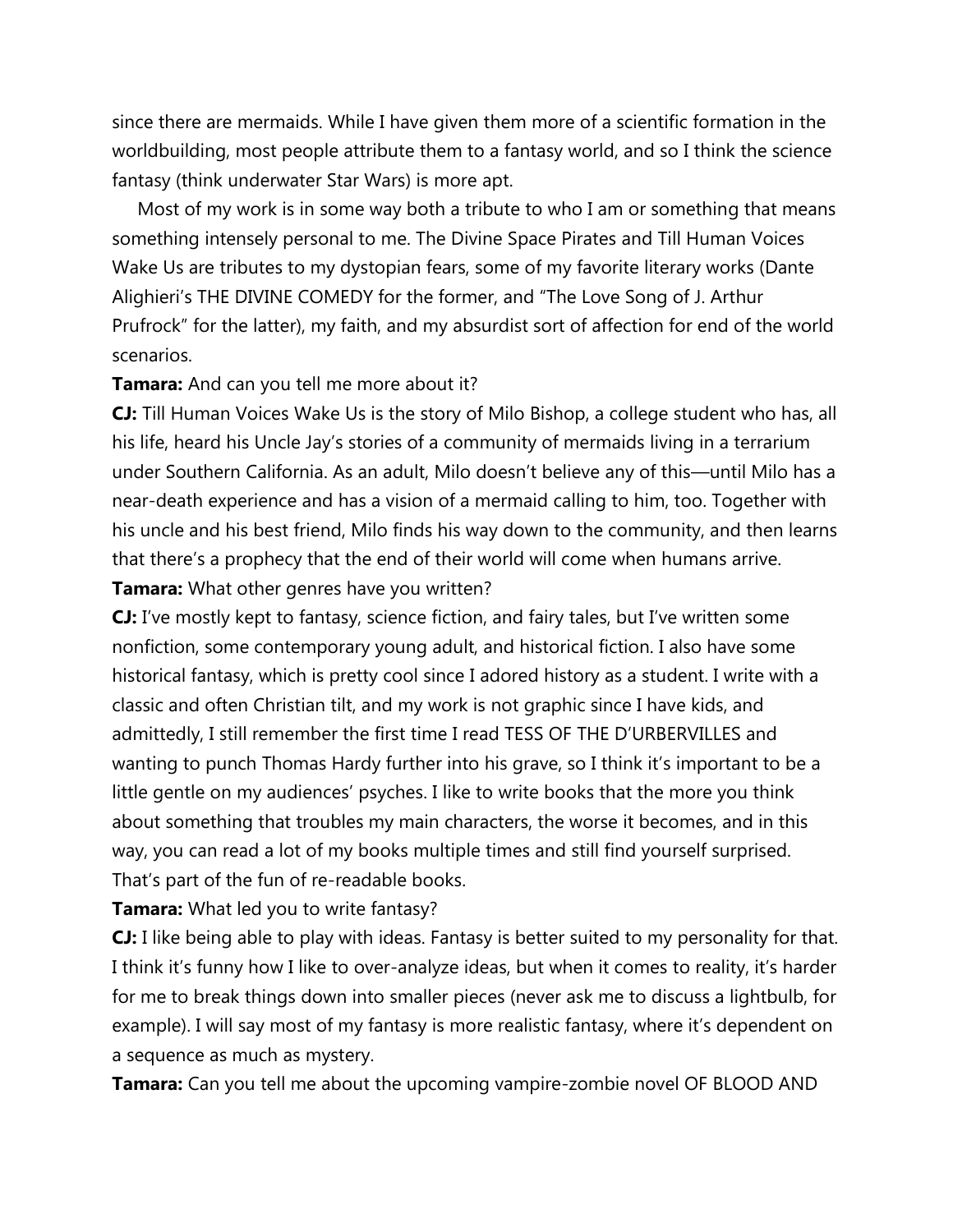since there are mermaids. While I have given them more of a scientific formation in the worldbuilding, most people attribute them to a fantasy world, and so I think the science fantasy (think underwater Star Wars) is more apt.

Most of my work is in some way both a tribute to who I am or something that means something intensely personal to me. The Divine Space Pirates and Till Human Voices Wake Us are tributes to my dystopian fears, some of my favorite literary works (Dante Alighieri's THE DIVINE COMEDY for the former, and "The Love Song of J. Arthur Prufrock" for the latter), my faith, and my absurdist sort of affection for end of the world scenarios.

**Tamara:** And can you tell me more about it?

**CJ:** Till Human Voices Wake Us is the story of Milo Bishop, a college student who has, all his life, heard his Uncle Jay's stories of a community of mermaids living in a terrarium under Southern California. As an adult, Milo doesn't believe any of this—until Milo has a near-death experience and has a vision of a mermaid calling to him, too. Together with his uncle and his best friend, Milo finds his way down to the community, and then learns that there's a prophecy that the end of their world will come when humans arrive.

**Tamara:** What other genres have you written?

**CJ:** I've mostly kept to fantasy, science fiction, and fairy tales, but I've written some nonfiction, some contemporary young adult, and historical fiction. I also have some historical fantasy, which is pretty cool since I adored history as a student. I write with a classic and often Christian tilt, and my work is not graphic since I have kids, and admittedly, I still remember the first time I read TESS OF THE D'URBERVILLES and wanting to punch Thomas Hardy further into his grave, so I think it's important to be a little gentle on my audiences' psyches. I like to write books that the more you think about something that troubles my main characters, the worse it becomes, and in this way, you can read a lot of my books multiple times and still find yourself surprised. That's part of the fun of re-readable books.

**Tamara:** What led you to write fantasy?

**CJ:** I like being able to play with ideas. Fantasy is better suited to my personality for that. I think it's funny how I like to over-analyze ideas, but when it comes to reality, it's harder for me to break things down into smaller pieces (never ask me to discuss a lightbulb, for example). I will say most of my fantasy is more realistic fantasy, where it's dependent on a sequence as much as mystery.

**Tamara:** Can you tell me about the upcoming vampire-zombie novel OF BLOOD AND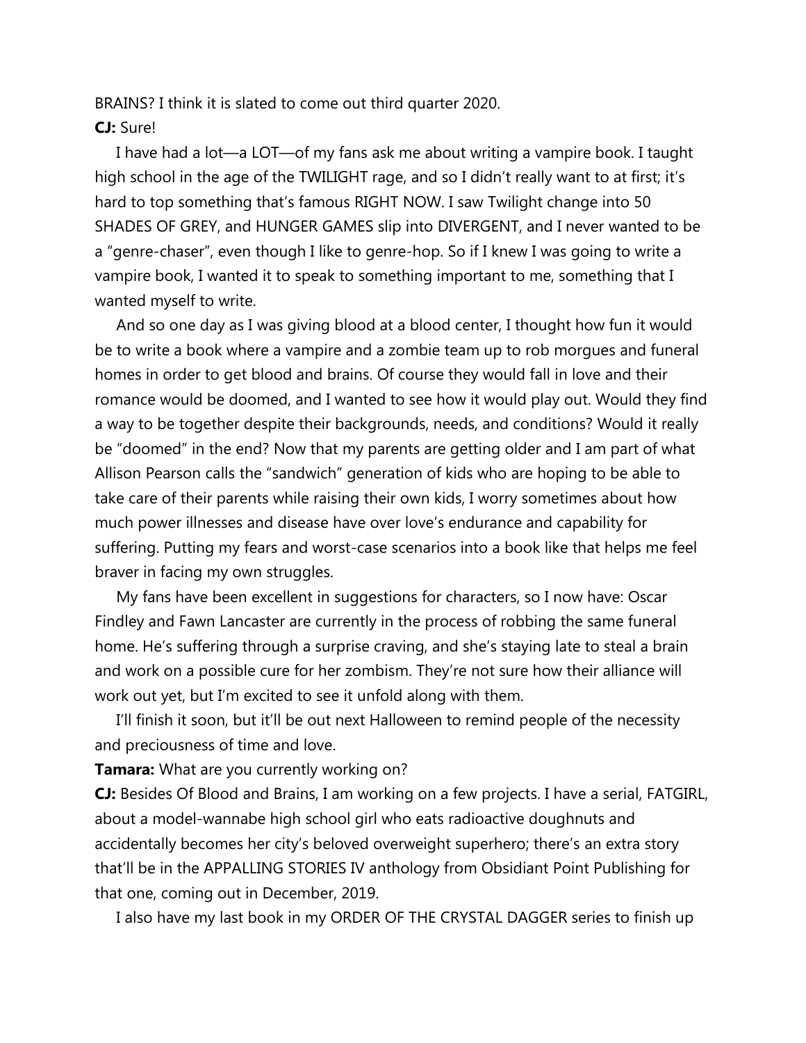BRAINS? I think it is slated to come out third quarter 2020.

**CJ:** Sure!

I have had a lot—a LOT—of my fans ask me about writing a vampire book. I taught high school in the age of the TWILIGHT rage, and so I didn't really want to at first; it's hard to top something that's famous RIGHT NOW. I saw Twilight change into 50 SHADES OF GREY, and HUNGER GAMES slip into DIVERGENT, and I never wanted to be a "genre-chaser", even though I like to genre-hop. So if I knew I was going to write a vampire book, I wanted it to speak to something important to me, something that I wanted myself to write.

And so one day as I was giving blood at a blood center, I thought how fun it would be to write a book where a vampire and a zombie team up to rob morgues and funeral homes in order to get blood and brains. Of course they would fall in love and their romance would be doomed, and I wanted to see how it would play out. Would they find a way to be together despite their backgrounds, needs, and conditions? Would it really be "doomed" in the end? Now that my parents are getting older and I am part of what Allison Pearson calls the "sandwich" generation of kids who are hoping to be able to take care of their parents while raising their own kids, I worry sometimes about how much power illnesses and disease have over love's endurance and capability for suffering. Putting my fears and worst-case scenarios into a book like that helps me feel braver in facing my own struggles.

My fans have been excellent in suggestions for characters, so I now have: Oscar Findley and Fawn Lancaster are currently in the process of robbing the same funeral home. He's suffering through a surprise craving, and she's staying late to steal a brain and work on a possible cure for her zombism. They're not sure how their alliance will work out yet, but I'm excited to see it unfold along with them.

I'll finish it soon, but it'll be out next Halloween to remind people of the necessity and preciousness of time and love.

**Tamara:** What are you currently working on?

**CJ:** Besides Of Blood and Brains, I am working on a few projects. I have a serial, FATGIRL, about a model-wannabe high school girl who eats radioactive doughnuts and accidentally becomes her city's beloved overweight superhero; there's an extra story that'll be in the APPALLING STORIES IV anthology from Obsidiant Point Publishing for that one, coming out in December, 2019.

I also have my last book in my ORDER OF THE CRYSTAL DAGGER series to finish up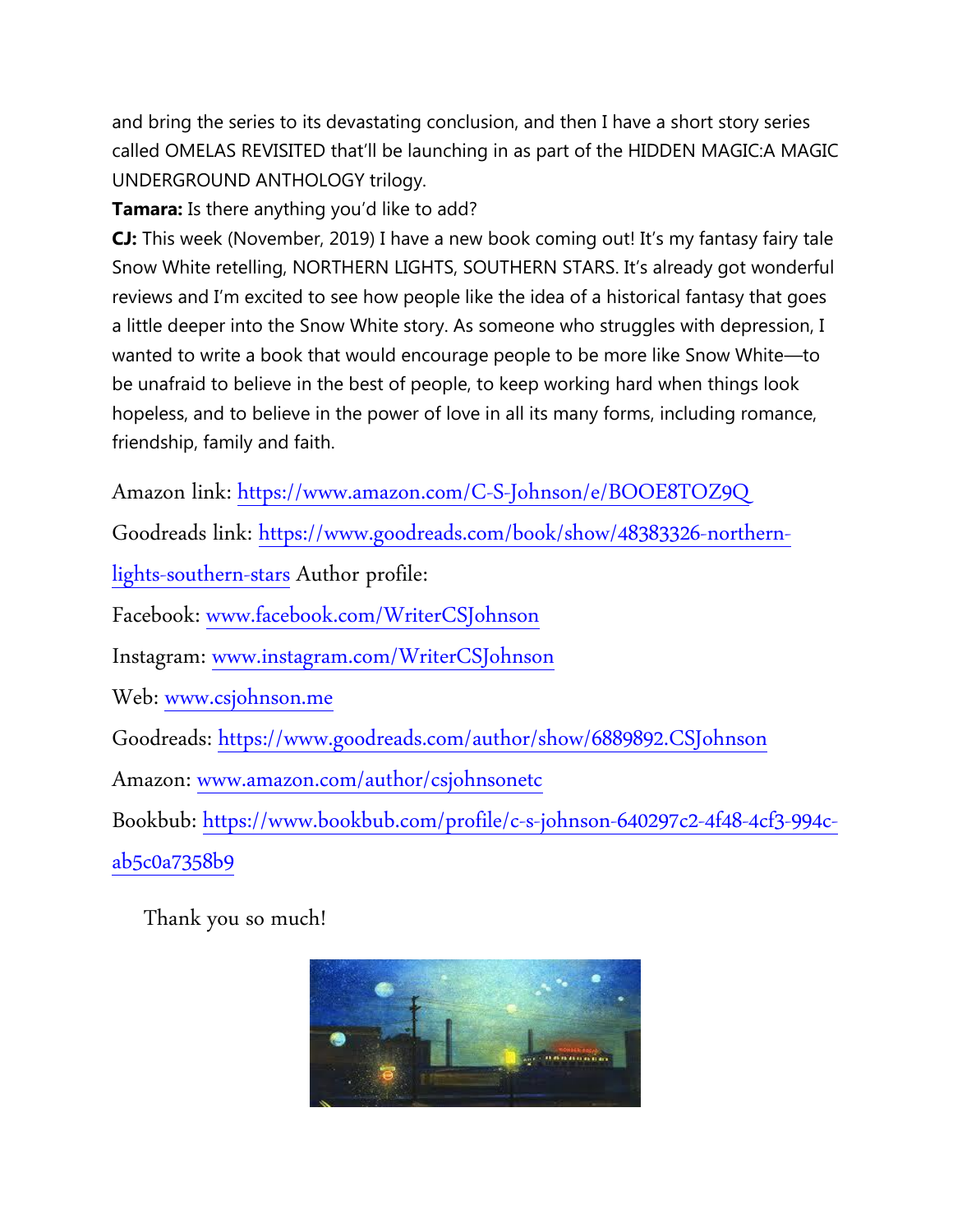and bring the series to its devastating conclusion, and then I have a short story series called OMELAS REVISITED that'll be launching in as part of the HIDDEN MAGIC:A MAGIC UNDERGROUND ANTHOLOGY trilogy.

**Tamara:** Is there anything you'd like to add?

**CJ:** This week (November, 2019) I have a new book coming out! It's my fantasy fairy tale Snow White retelling, NORTHERN LIGHTS, SOUTHERN STARS. It's already got wonderful reviews and I'm excited to see how people like the idea of a historical fantasy that goes a little deeper into the Snow White story. As someone who struggles with depression, I wanted to write a book that would encourage people to be more like Snow White—to be unafraid to believe in the best of people, to keep working hard when things look hopeless, and to believe in the power of love in all its many forms, including romance, friendship, family and faith.

Amazon link: https://www.amazon.com/C-S-Johnson/e/BOOE8TOZ9Q

Goodreads link: https://www.goodreads.com/book/show/48383326-northern-lights-southern-stars Author profile:

Facebook: www.facebook.com/WriterCSJohnson

Instagram: www.instagram.com/WriterCSJohnson

Web: www.csjohnson.me

Goodreads: https://www.goodreads.com/author/show/6889892.CSJohnson

Amazon: www.amazon.com/author/csjohnsonetc

Bookbub: https://www.bookbub.com/profile/c-s-johnson-640297c2-4f48-4cf3-994c-ab5c0a7358b9

Thank you so much!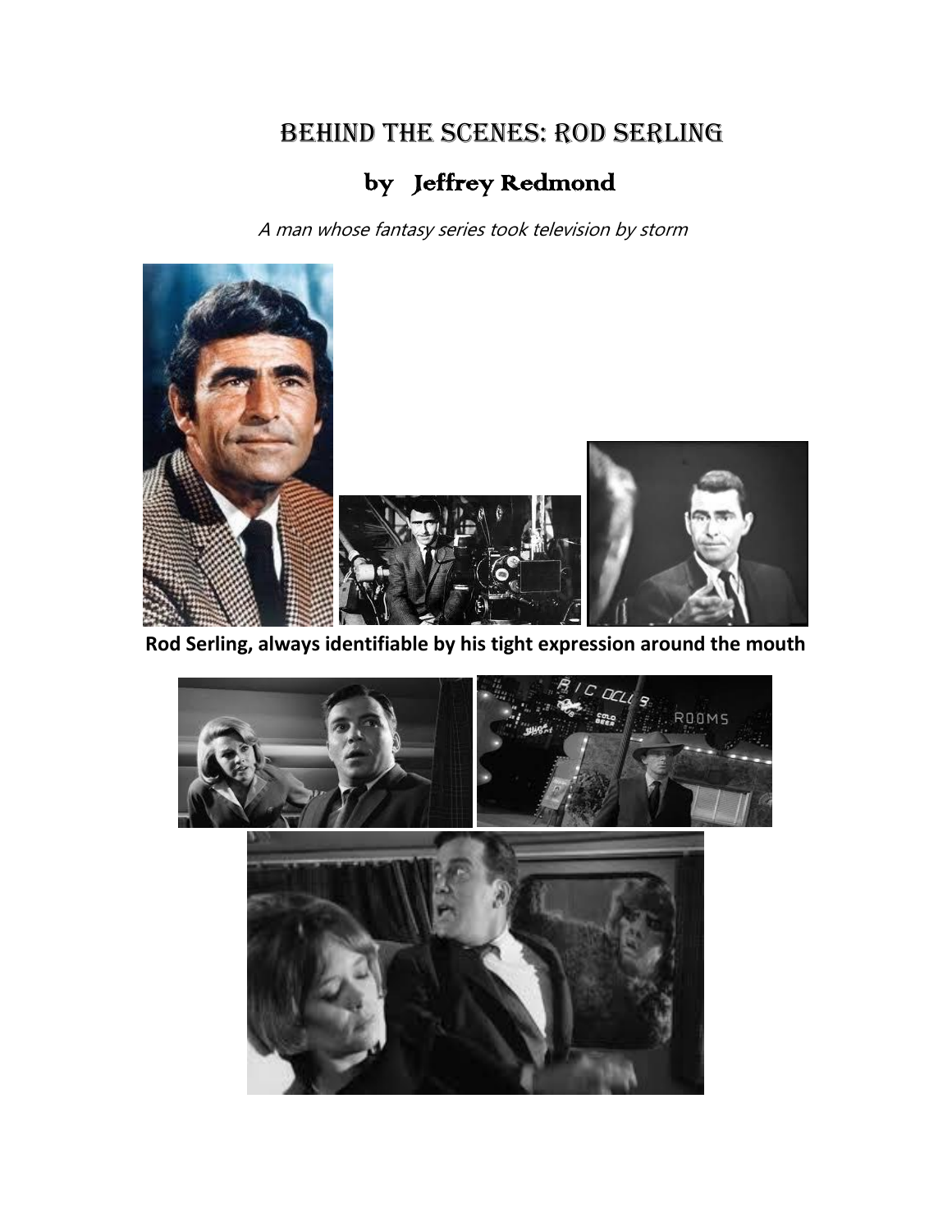# Behind the Scenes: Rod Serling

## by Jeffrey Redmond

*A man whose fantasy series took television by storm*

**Rod Serling, always identifiable by his tight expression around the mouth**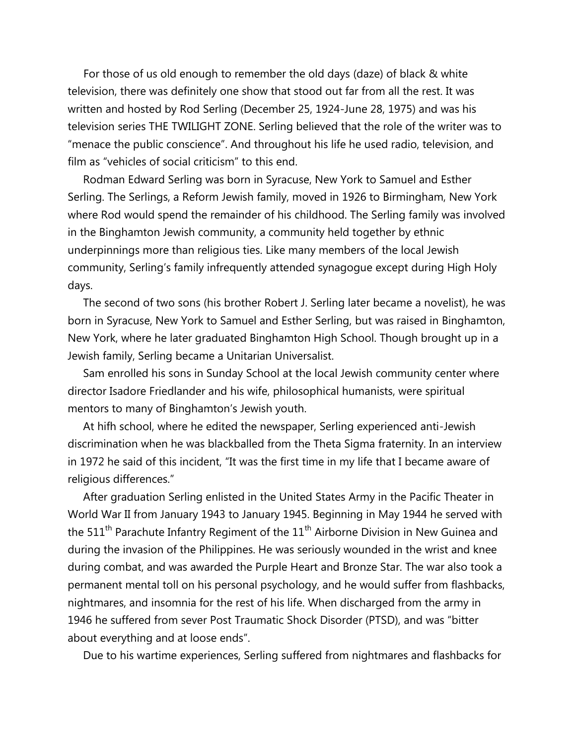For those of us old enough to remember the old days (daze) of black & white television, there was definitely one show that stood out far from all the rest. It was written and hosted by Rod Serling (December 25, 1924-June 28, 1975) and was his television series THE TWILIGHT ZONE. Serling believed that the role of the writer was to "menace the public conscience". And throughout his life he used radio, television, and film as "vehicles of social criticism" to this end.

Rodman Edward Serling was born in Syracuse, New York to Samuel and Esther Serling. The Serlings, a Reform Jewish family, moved in 1926 to Birmingham, New York where Rod would spend the remainder of his childhood. The Serling family was involved in the Binghamton Jewish community, a community held together by ethnic underpinnings more than religious ties. Like many members of the local Jewish community, Serling's family infrequently attended synagogue except during High Holy days.

The second of two sons (his brother Robert J. Serling later became a novelist), he was born in Syracuse, New York to Samuel and Esther Serling, but was raised in Binghamton, New York, where he later graduated Binghamton High School. Though brought up in a Jewish family, Serling became a Unitarian Universalist.

Sam enrolled his sons in Sunday School at the local Jewish community center where director Isadore Friedlander and his wife, philosophical humanists, were spiritual mentors to many of Binghamton's Jewish youth.

At hifh school, where he edited the newspaper, Serling experienced anti-Jewish discrimination when he was blackballed from the Theta Sigma fraternity. In an interview in 1972 he said of this incident, "It was the first time in my life that I became aware of religious differences."

After graduation Serling enlisted in the United States Army in the Pacific Theater in World War II from January 1943 to January 1945. Beginning in May 1944 he served with the 511th Parachute Infantry Regiment of the 11th Airborne Division in New Guinea and during the invasion of the Philippines. He was seriously wounded in the wrist and knee during combat, and was awarded the Purple Heart and Bronze Star. The war also took a permanent mental toll on his personal psychology, and he would suffer from flashbacks, nightmares, and insomnia for the rest of his life. When discharged from the army in 1946 he suffered from sever Post Traumatic Shock Disorder (PTSD), and was "bitter about everything and at loose ends".

Due to his wartime experiences, Serling suffered from nightmares and flashbacks for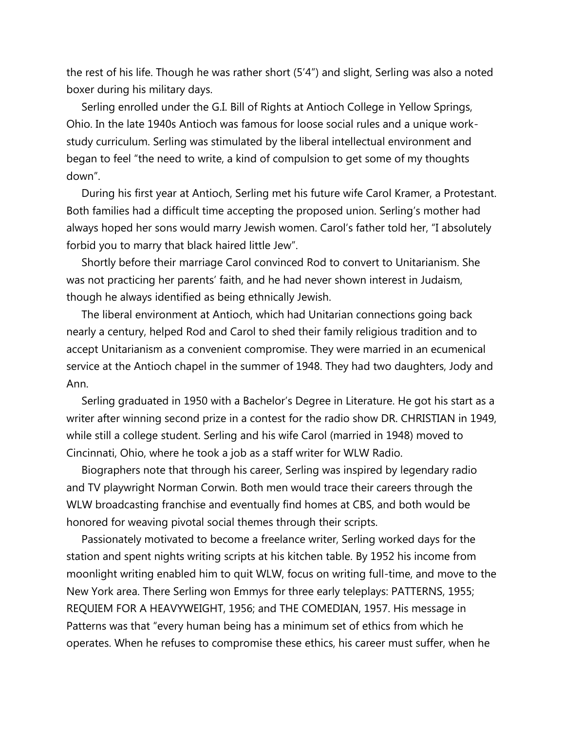the rest of his life. Though he was rather short (5'4") and slight, Serling was also a noted boxer during his military days.

Serling enrolled under the G.I. Bill of Rights at Antioch College in Yellow Springs, Ohio. In the late 1940s Antioch was famous for loose social rules and a unique work-study curriculum. Serling was stimulated by the liberal intellectual environment and began to feel "the need to write, a kind of compulsion to get some of my thoughts down".

During his first year at Antioch, Serling met his future wife Carol Kramer, a Protestant. Both families had a difficult time accepting the proposed union. Serling's mother had always hoped her sons would marry Jewish women. Carol's father told her, "I absolutely forbid you to marry that black haired little Jew".

Shortly before their marriage Carol convinced Rod to convert to Unitarianism. She was not practicing her parents' faith, and he had never shown interest in Judaism, though he always identified as being ethnically Jewish.

The liberal environment at Antioch, which had Unitarian connections going back nearly a century, helped Rod and Carol to shed their family religious tradition and to accept Unitarianism as a convenient compromise. They were married in an ecumenical service at the Antioch chapel in the summer of 1948. They had two daughters, Jody and Ann.

Serling graduated in 1950 with a Bachelor's Degree in Literature. He got his start as a writer after winning second prize in a contest for the radio show DR. CHRISTIAN in 1949, while still a college student. Serling and his wife Carol (married in 1948) moved to Cincinnati, Ohio, where he took a job as a staff writer for WLW Radio.

Biographers note that through his career, Serling was inspired by legendary radio and TV playwright Norman Corwin. Both men would trace their careers through the WLW broadcasting franchise and eventually find homes at CBS, and both would be honored for weaving pivotal social themes through their scripts.

Passionately motivated to become a freelance writer, Serling worked days for the station and spent nights writing scripts at his kitchen table. By 1952 his income from moonlight writing enabled him to quit WLW, focus on writing full-time, and move to the New York area. There Serling won Emmys for three early teleplays: PATTERNS, 1955; REQUIEM FOR A HEAVYWEIGHT, 1956; and THE COMEDIAN, 1957. His message in Patterns was that "every human being has a minimum set of ethics from which he operates. When he refuses to compromise these ethics, his career must suffer, when he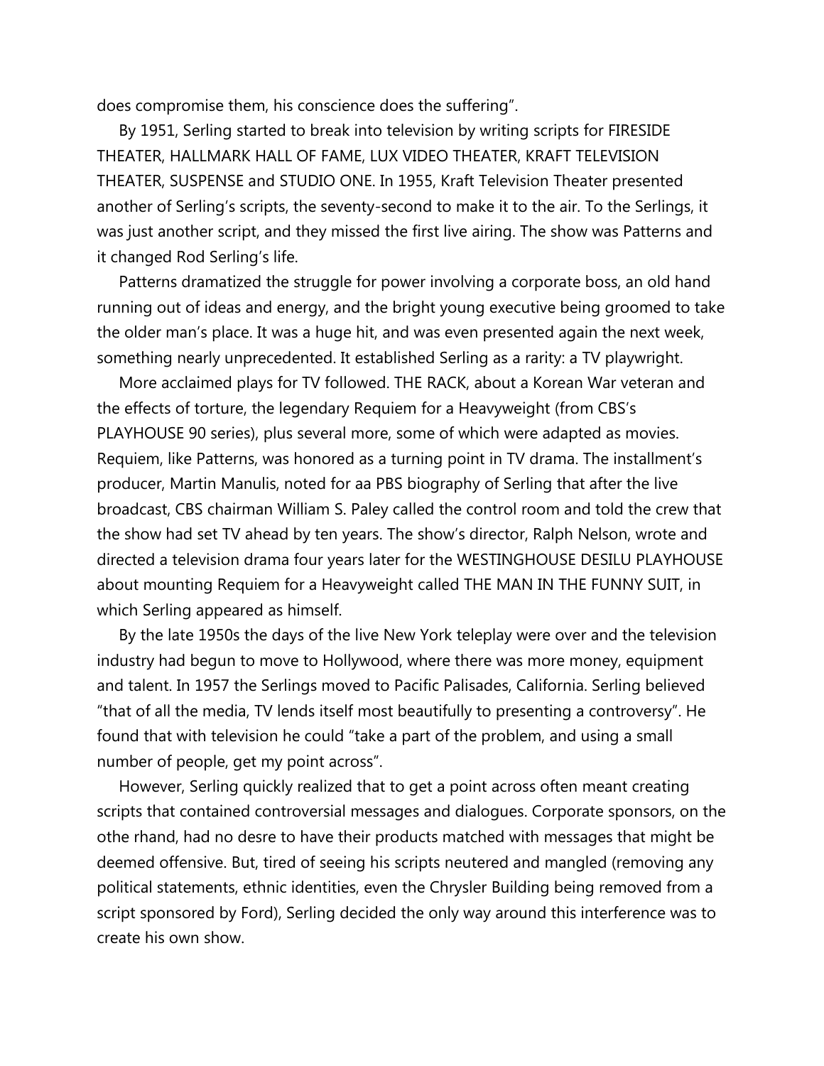does compromise them, his conscience does the suffering".

By 1951, Serling started to break into television by writing scripts for FIRESIDE THEATER, HALLMARK HALL OF FAME, LUX VIDEO THEATER, KRAFT TELEVISION THEATER, SUSPENSE and STUDIO ONE. In 1955, Kraft Television Theater presented another of Serling's scripts, the seventy-second to make it to the air. To the Serlings, it was just another script, and they missed the first live airing. The show was Patterns and it changed Rod Serling's life.

Patterns dramatized the struggle for power involving a corporate boss, an old hand running out of ideas and energy, and the bright young executive being groomed to take the older man's place. It was a huge hit, and was even presented again the next week, something nearly unprecedented. It established Serling as a rarity: a TV playwright.

More acclaimed plays for TV followed. THE RACK, about a Korean War veteran and the effects of torture, the legendary Requiem for a Heavyweight (from CBS's PLAYHOUSE 90 series), plus several more, some of which were adapted as movies. Requiem, like Patterns, was honored as a turning point in TV drama. The installment's producer, Martin Manulis, noted for aa PBS biography of Serling that after the live broadcast, CBS chairman William S. Paley called the control room and told the crew that the show had set TV ahead by ten years. The show's director, Ralph Nelson, wrote and directed a television drama four years later for the WESTINGHOUSE DESILU PLAYHOUSE about mounting Requiem for a Heavyweight called THE MAN IN THE FUNNY SUIT, in which Serling appeared as himself.

By the late 1950s the days of the live New York teleplay were over and the television industry had begun to move to Hollywood, where there was more money, equipment and talent. In 1957 the Serlings moved to Pacific Palisades, California. Serling believed "that of all the media, TV lends itself most beautifully to presenting a controversy". He found that with television he could "take a part of the problem, and using a small number of people, get my point across".

However, Serling quickly realized that to get a point across often meant creating scripts that contained controversial messages and dialogues. Corporate sponsors, on the othe rhand, had no desre to have their products matched with messages that might be deemed offensive. But, tired of seeing his scripts neutered and mangled (removing any political statements, ethnic identities, even the Chrysler Building being removed from a script sponsored by Ford), Serling decided the only way around this interference was to create his own show.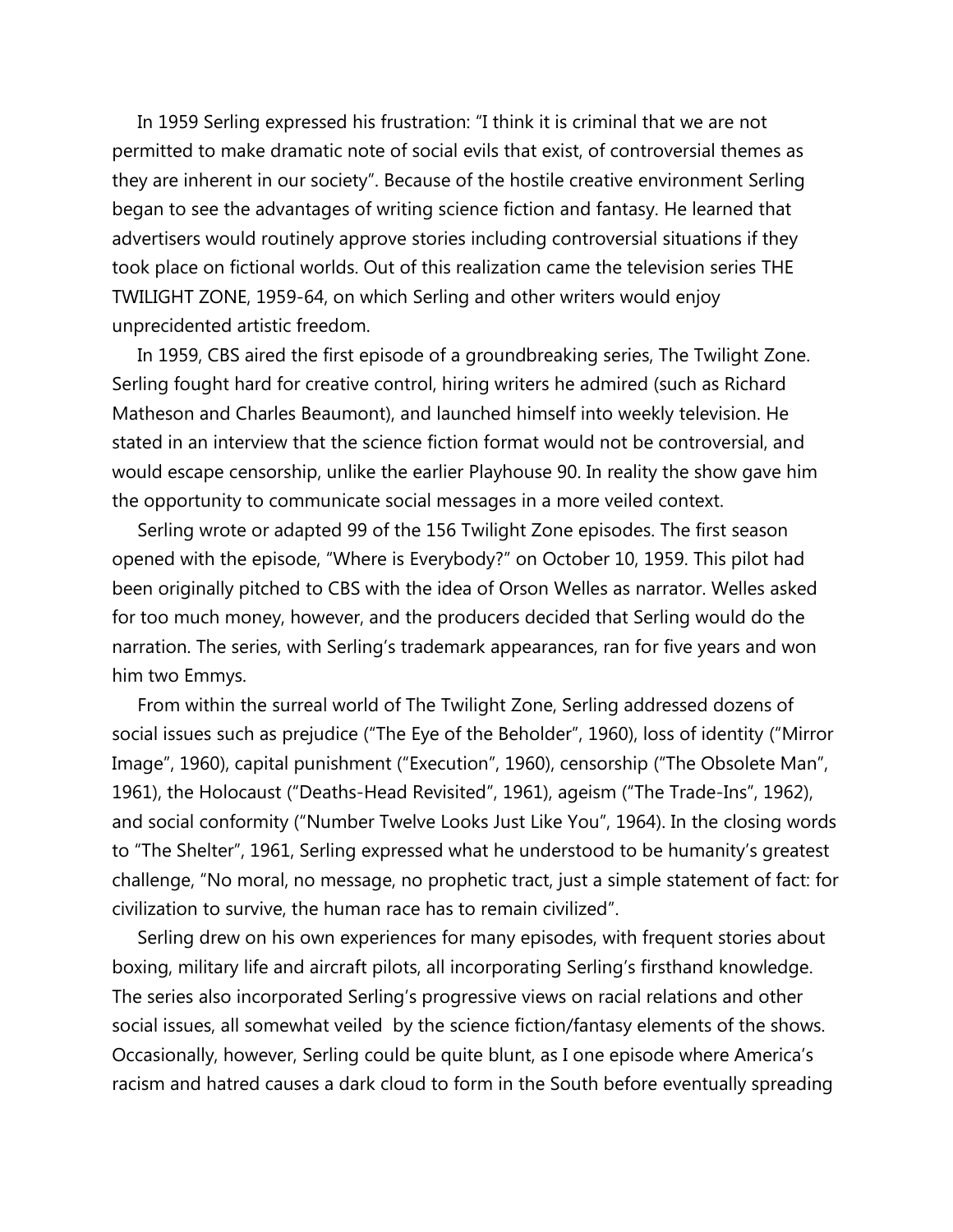In 1959 Serling expressed his frustration: "I think it is criminal that we are not permitted to make dramatic note of social evils that exist, of controversial themes as they are inherent in our society". Because of the hostile creative environment Serling began to see the advantages of writing science fiction and fantasy. He learned that advertisers would routinely approve stories including controversial situations if they took place on fictional worlds. Out of this realization came the television series THE TWILIGHT ZONE, 1959-64, on which Serling and other writers would enjoy unprecidented artistic freedom.

In 1959, CBS aired the first episode of a groundbreaking series, The Twilight Zone. Serling fought hard for creative control, hiring writers he admired (such as Richard Matheson and Charles Beaumont), and launched himself into weekly television. He stated in an interview that the science fiction format would not be controversial, and would escape censorship, unlike the earlier Playhouse 90. In reality the show gave him the opportunity to communicate social messages in a more veiled context.

Serling wrote or adapted 99 of the 156 Twilight Zone episodes. The first season opened with the episode, "Where is Everybody?" on October 10, 1959. This pilot had been originally pitched to CBS with the idea of Orson Welles as narrator. Welles asked for too much money, however, and the producers decided that Serling would do the narration. The series, with Serling's trademark appearances, ran for five years and won him two Emmys.

From within the surreal world of The Twilight Zone, Serling addressed dozens of social issues such as prejudice ("The Eye of the Beholder", 1960), loss of identity ("Mirror Image", 1960), capital punishment ("Execution", 1960), censorship ("The Obsolete Man", 1961), the Holocaust ("Deaths-Head Revisited", 1961), ageism ("The Trade-Ins", 1962), and social conformity ("Number Twelve Looks Just Like You", 1964). In the closing words to "The Shelter", 1961, Serling expressed what he understood to be humanity's greatest challenge, "No moral, no message, no prophetic tract, just a simple statement of fact: for civilization to survive, the human race has to remain civilized".

Serling drew on his own experiences for many episodes, with frequent stories about boxing, military life and aircraft pilots, all incorporating Serling's firsthand knowledge. The series also incorporated Serling's progressive views on racial relations and other social issues, all somewhat veiled by the science fiction/fantasy elements of the shows. Occasionally, however, Serling could be quite blunt, as I one episode where America's racism and hatred causes a dark cloud to form in the South before eventually spreading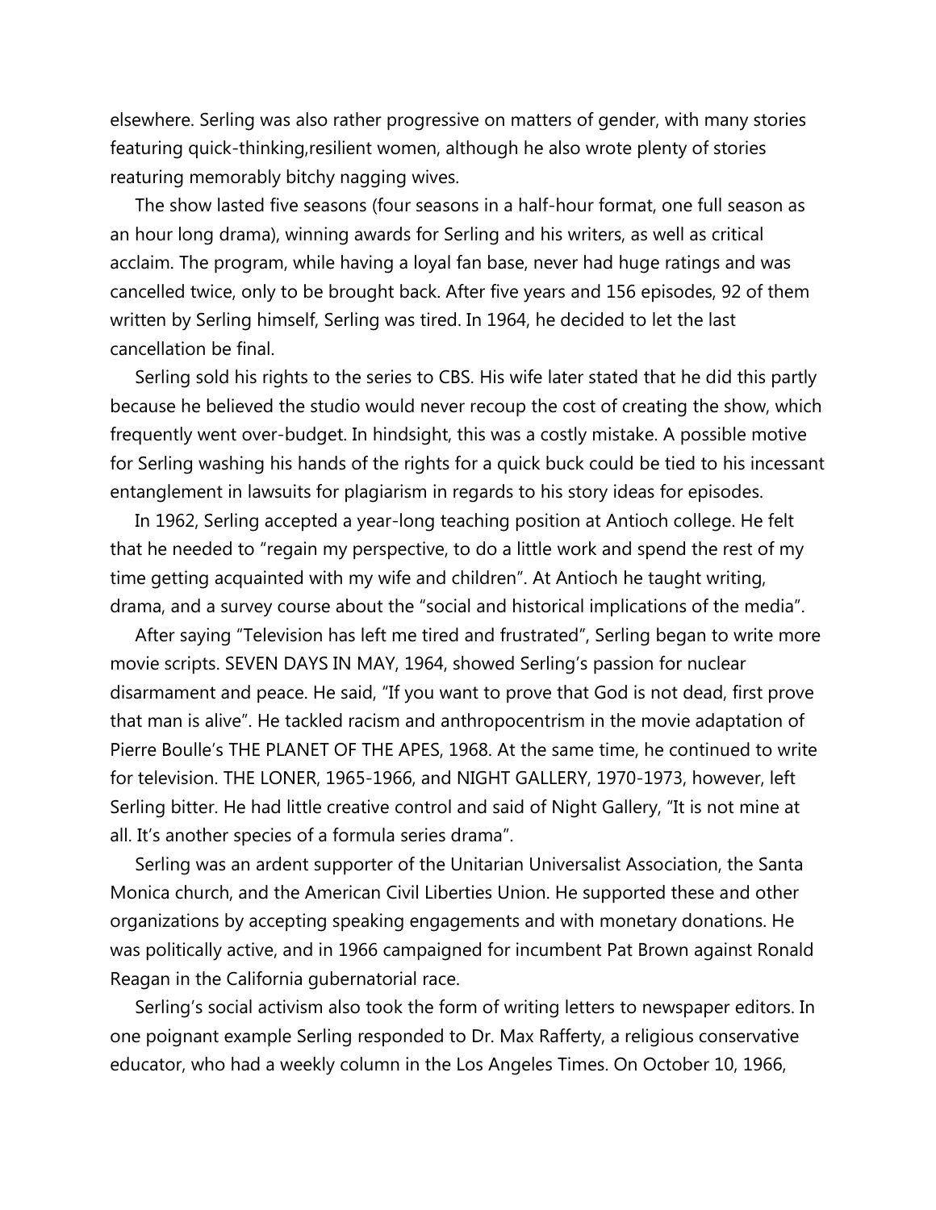elsewhere. Serling was also rather progressive on matters of gender, with many stories featuring quick-thinking,resilient women, although he also wrote plenty of stories reaturing memorably bitchy nagging wives.

The show lasted five seasons (four seasons in a half-hour format, one full season as an hour long drama), winning awards for Serling and his writers, as well as critical acclaim. The program, while having a loyal fan base, never had huge ratings and was cancelled twice, only to be brought back. After five years and 156 episodes, 92 of them written by Serling himself, Serling was tired. In 1964, he decided to let the last cancellation be final.

Serling sold his rights to the series to CBS. His wife later stated that he did this partly because he believed the studio would never recoup the cost of creating the show, which frequently went over-budget. In hindsight, this was a costly mistake. A possible motive for Serling washing his hands of the rights for a quick buck could be tied to his incessant entanglement in lawsuits for plagiarism in regards to his story ideas for episodes.

In 1962, Serling accepted a year-long teaching position at Antioch college. He felt that he needed to "regain my perspective, to do a little work and spend the rest of my time getting acquainted with my wife and children". At Antioch he taught writing, drama, and a survey course about the "social and historical implications of the media".

After saying "Television has left me tired and frustrated", Serling began to write more movie scripts. SEVEN DAYS IN MAY, 1964, showed Serling's passion for nuclear disarmament and peace. He said, "If you want to prove that God is not dead, first prove that man is alive". He tackled racism and anthropocentrism in the movie adaptation of Pierre Boulle's THE PLANET OF THE APES, 1968. At the same time, he continued to write for television. THE LONER, 1965-1966, and NIGHT GALLERY, 1970-1973, however, left Serling bitter. He had little creative control and said of Night Gallery, "It is not mine at all. It's another species of a formula series drama".

Serling was an ardent supporter of the Unitarian Universalist Association, the Santa Monica church, and the American Civil Liberties Union. He supported these and other organizations by accepting speaking engagements and with monetary donations. He was politically active, and in 1966 campaigned for incumbent Pat Brown against Ronald Reagan in the California gubernatorial race.

Serling's social activism also took the form of writing letters to newspaper editors. In one poignant example Serling responded to Dr. Max Rafferty, a religious conservative educator, who had a weekly column in the Los Angeles Times. On October 10, 1966,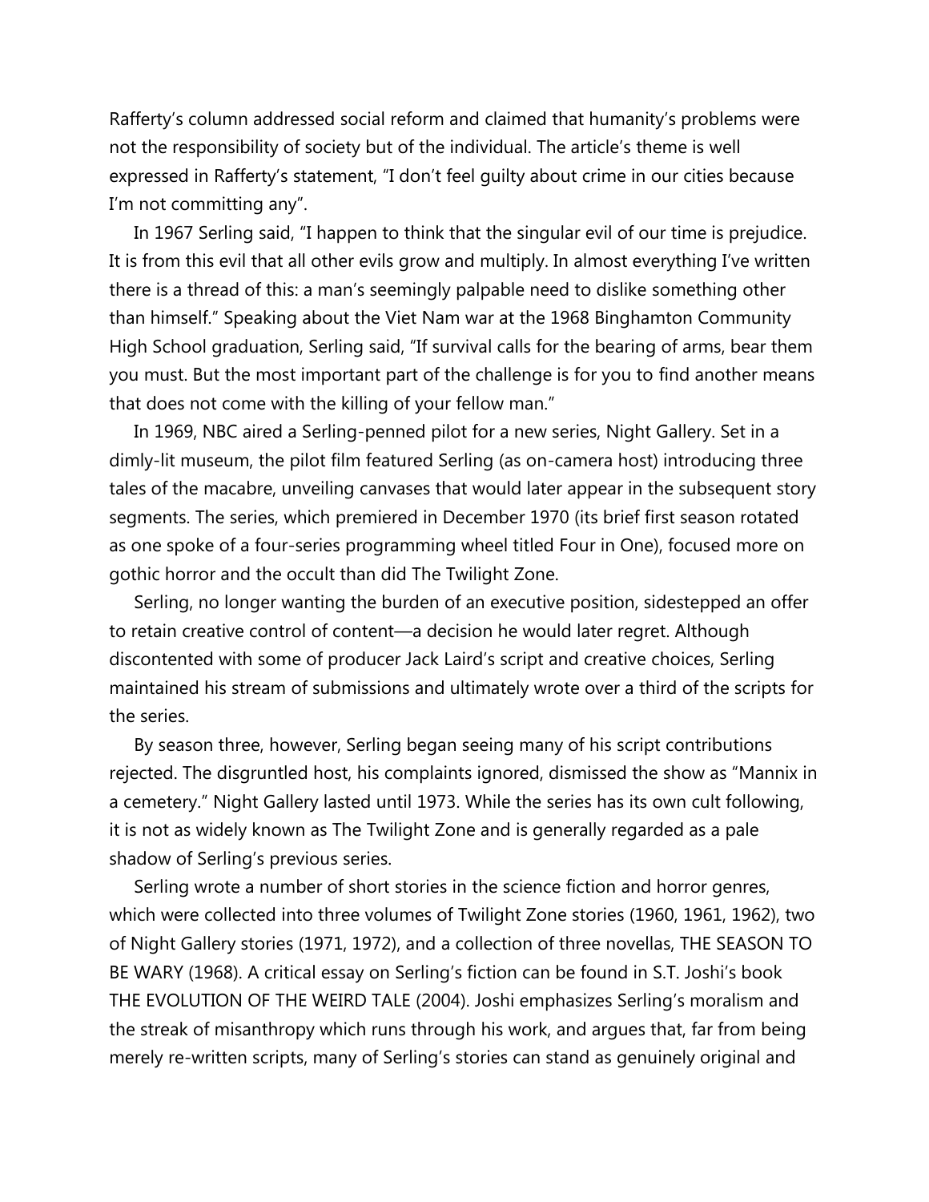Rafferty's column addressed social reform and claimed that humanity's problems were not the responsibility of society but of the individual. The article's theme is well expressed in Rafferty's statement, "I don't feel guilty about crime in our cities because I'm not committing any".

In 1967 Serling said, "I happen to think that the singular evil of our time is prejudice. It is from this evil that all other evils grow and multiply. In almost everything I've written there is a thread of this: a man's seemingly palpable need to dislike something other than himself." Speaking about the Viet Nam war at the 1968 Binghamton Community High School graduation, Serling said, "If survival calls for the bearing of arms, bear them you must. But the most important part of the challenge is for you to find another means that does not come with the killing of your fellow man."

In 1969, NBC aired a Serling-penned pilot for a new series, Night Gallery. Set in a dimly-lit museum, the pilot film featured Serling (as on-camera host) introducing three tales of the macabre, unveiling canvases that would later appear in the subsequent story segments. The series, which premiered in December 1970 (its brief first season rotated as one spoke of a four-series programming wheel titled Four in One), focused more on gothic horror and the occult than did The Twilight Zone.

Serling, no longer wanting the burden of an executive position, sidestepped an offer to retain creative control of content—a decision he would later regret. Although discontented with some of producer Jack Laird's script and creative choices, Serling maintained his stream of submissions and ultimately wrote over a third of the scripts for the series.

By season three, however, Serling began seeing many of his script contributions rejected. The disgruntled host, his complaints ignored, dismissed the show as "Mannix in a cemetery." Night Gallery lasted until 1973. While the series has its own cult following, it is not as widely known as The Twilight Zone and is generally regarded as a pale shadow of Serling's previous series.

Serling wrote a number of short stories in the science fiction and horror genres, which were collected into three volumes of Twilight Zone stories (1960, 1961, 1962), two of Night Gallery stories (1971, 1972), and a collection of three novellas, THE SEASON TO BE WARY (1968). A critical essay on Serling's fiction can be found in S.T. Joshi's book THE EVOLUTION OF THE WEIRD TALE (2004). Joshi emphasizes Serling's moralism and the streak of misanthropy which runs through his work, and argues that, far from being merely re-written scripts, many of Serling's stories can stand as genuinely original and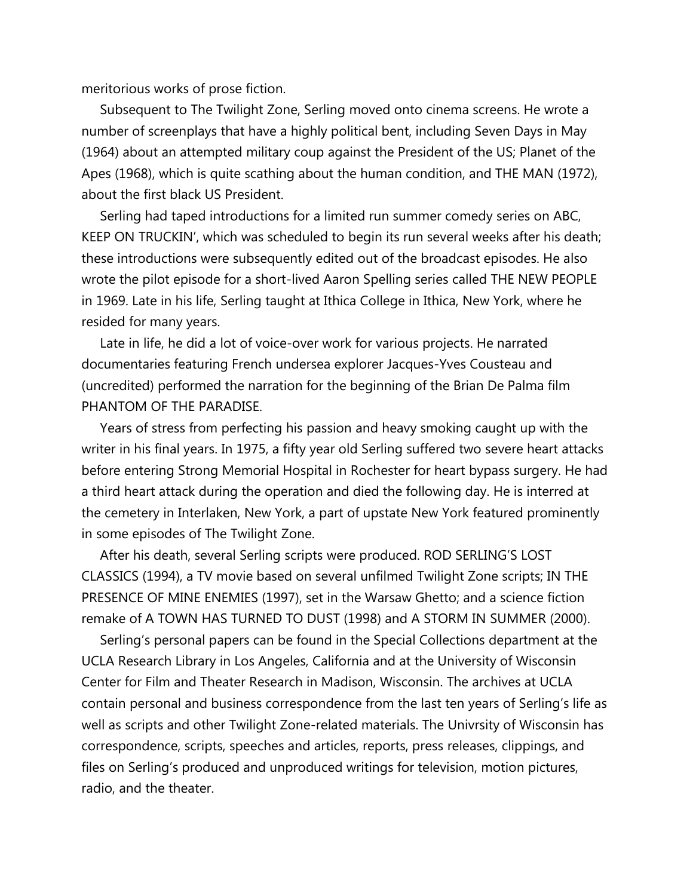meritorious works of prose fiction.

Subsequent to The Twilight Zone, Serling moved onto cinema screens. He wrote a number of screenplays that have a highly political bent, including Seven Days in May (1964) about an attempted military coup against the President of the US; Planet of the Apes (1968), which is quite scathing about the human condition, and THE MAN (1972), about the first black US President.

Serling had taped introductions for a limited run summer comedy series on ABC, KEEP ON TRUCKIN', which was scheduled to begin its run several weeks after his death; these introductions were subsequently edited out of the broadcast episodes. He also wrote the pilot episode for a short-lived Aaron Spelling series called THE NEW PEOPLE in 1969. Late in his life, Serling taught at Ithica College in Ithica, New York, where he resided for many years.

Late in life, he did a lot of voice-over work for various projects. He narrated documentaries featuring French undersea explorer Jacques-Yves Cousteau and (uncredited) performed the narration for the beginning of the Brian De Palma film PHANTOM OF THE PARADISE.

Years of stress from perfecting his passion and heavy smoking caught up with the writer in his final years. In 1975, a fifty year old Serling suffered two severe heart attacks before entering Strong Memorial Hospital in Rochester for heart bypass surgery. He had a third heart attack during the operation and died the following day. He is interred at the cemetery in Interlaken, New York, a part of upstate New York featured prominently in some episodes of The Twilight Zone.

After his death, several Serling scripts were produced. ROD SERLING'S LOST CLASSICS (1994), a TV movie based on several unfilmed Twilight Zone scripts; IN THE PRESENCE OF MINE ENEMIES (1997), set in the Warsaw Ghetto; and a science fiction remake of A TOWN HAS TURNED TO DUST (1998) and A STORM IN SUMMER (2000).

Serling's personal papers can be found in the Special Collections department at the UCLA Research Library in Los Angeles, California and at the University of Wisconsin Center for Film and Theater Research in Madison, Wisconsin. The archives at UCLA contain personal and business correspondence from the last ten years of Serling's life as well as scripts and other Twilight Zone-related materials. The Univrsity of Wisconsin has correspondence, scripts, speeches and articles, reports, press releases, clippings, and files on Serling's produced and unproduced writings for television, motion pictures, radio, and the theater.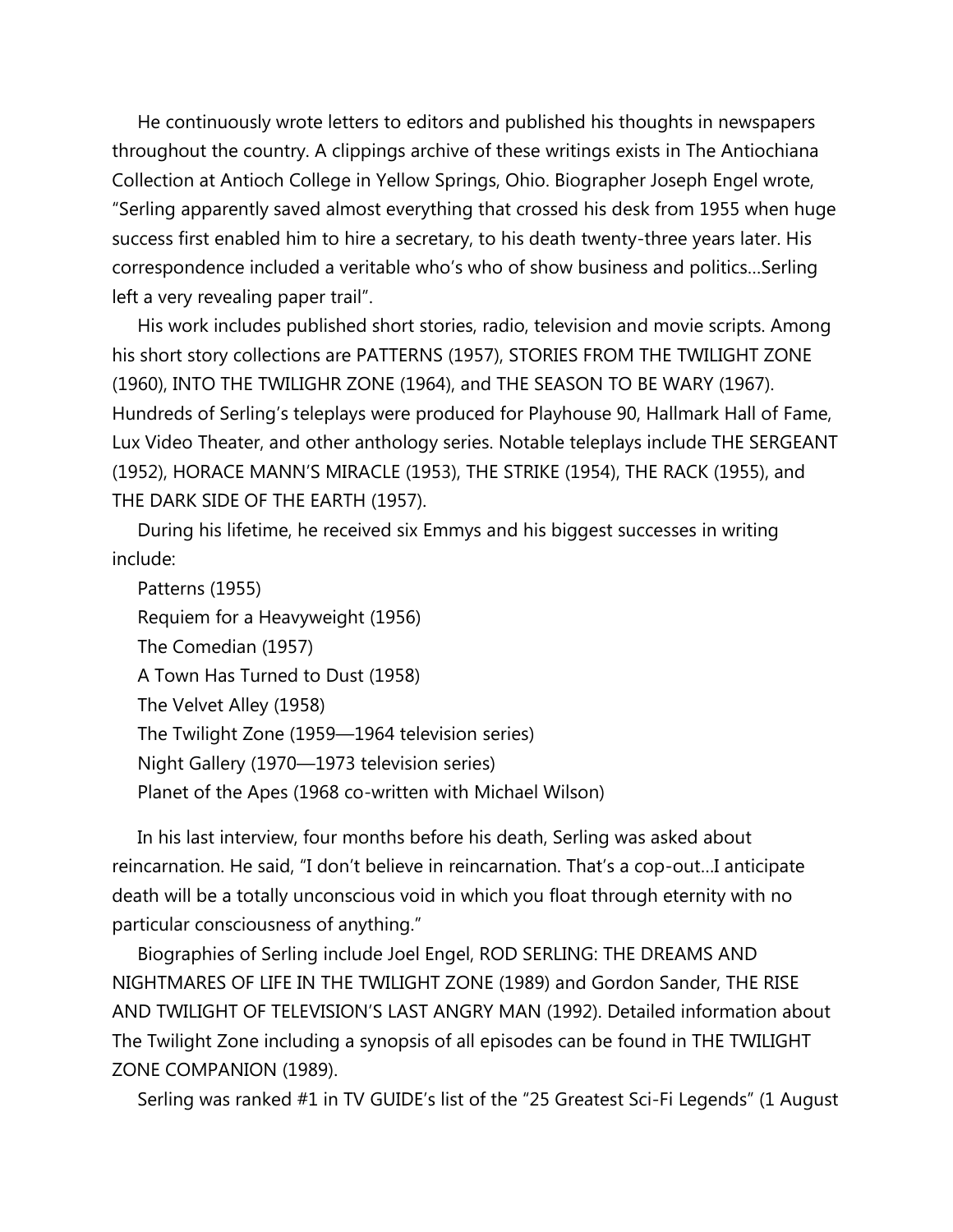He continuously wrote letters to editors and published his thoughts in newspapers throughout the country. A clippings archive of these writings exists in The Antiochiana Collection at Antioch College in Yellow Springs, Ohio. Biographer Joseph Engel wrote, "Serling apparently saved almost everything that crossed his desk from 1955 when huge success first enabled him to hire a secretary, to his death twenty-three years later. His correspondence included a veritable who's who of show business and politics…Serling left a very revealing paper trail".

His work includes published short stories, radio, television and movie scripts. Among his short story collections are PATTERNS (1957), STORIES FROM THE TWILIGHT ZONE (1960), INTO THE TWILIGHR ZONE (1964), and THE SEASON TO BE WARY (1967). Hundreds of Serling's teleplays were produced for Playhouse 90, Hallmark Hall of Fame, Lux Video Theater, and other anthology series. Notable teleplays include THE SERGEANT (1952), HORACE MANN'S MIRACLE (1953), THE STRIKE (1954), THE RACK (1955), and THE DARK SIDE OF THE EARTH (1957).

During his lifetime, he received six Emmys and his biggest successes in writing include:

Patterns (1955)
Requiem for a Heavyweight (1956)
The Comedian (1957)
A Town Has Turned to Dust (1958)
The Velvet Alley (1958)
The Twilight Zone (1959—1964 television series)
Night Gallery (1970—1973 television series)
Planet of the Apes (1968 co-written with Michael Wilson)

In his last interview, four months before his death, Serling was asked about reincarnation. He said, "I don't believe in reincarnation. That's a cop-out…I anticipate death will be a totally unconscious void in which you float through eternity with no particular consciousness of anything."

Biographies of Serling include Joel Engel, ROD SERLING: THE DREAMS AND NIGHTMARES OF LIFE IN THE TWILIGHT ZONE (1989) and Gordon Sander, THE RISE AND TWILIGHT OF TELEVISION'S LAST ANGRY MAN (1992). Detailed information about The Twilight Zone including a synopsis of all episodes can be found in THE TWILIGHT ZONE COMPANION (1989).

Serling was ranked #1 in TV GUIDE's list of the "25 Greatest Sci-Fi Legends" (1 August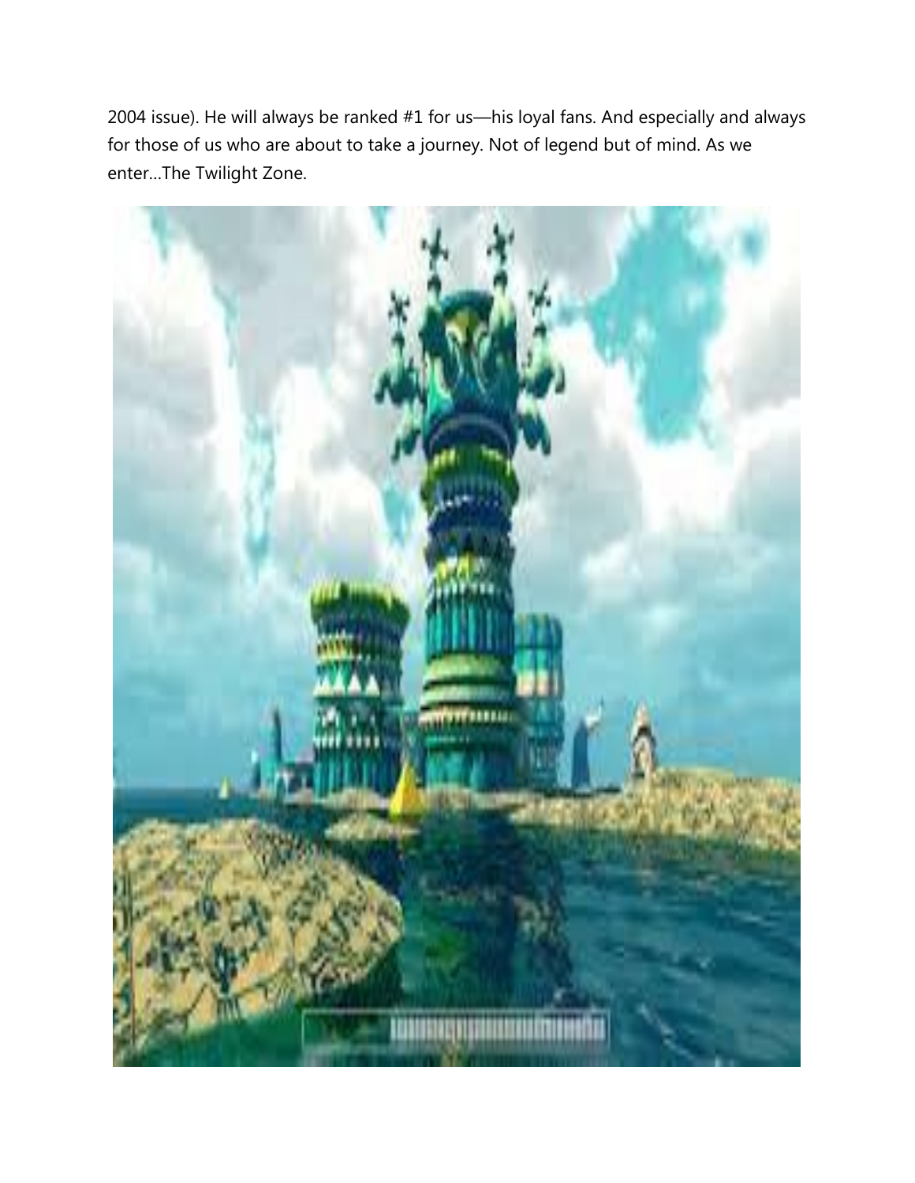2004 issue). He will always be ranked #1 for us—his loyal fans. And especially and always for those of us who are about to take a journey. Not of legend but of mind. As we enter…The Twilight Zone.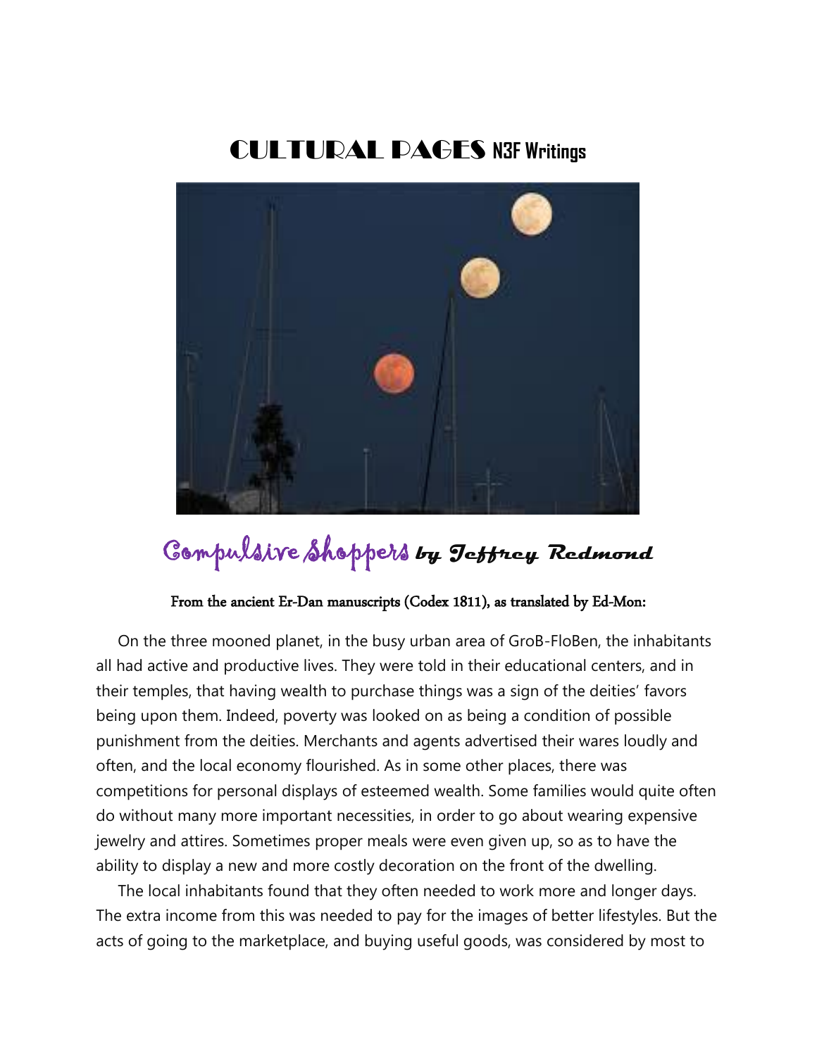# CULTURAL PAGES N3F Writings

## Compulsive Shoppers *by Jeffrey Redmond*

**From the ancient Er-Dan manuscripts (Codex 1811), as translated by Ed-Mon:**

On the three mooned planet, in the busy urban area of GroB-FloBen, the inhabitants all had active and productive lives. They were told in their educational centers, and in their temples, that having wealth to purchase things was a sign of the deities' favors being upon them. Indeed, poverty was looked on as being a condition of possible punishment from the deities. Merchants and agents advertised their wares loudly and often, and the local economy flourished. As in some other places, there was competitions for personal displays of esteemed wealth. Some families would quite often do without many more important necessities, in order to go about wearing expensive jewelry and attires. Sometimes proper meals were even given up, so as to have the ability to display a new and more costly decoration on the front of the dwelling.

The local inhabitants found that they often needed to work more and longer days. The extra income from this was needed to pay for the images of better lifestyles. But the acts of going to the marketplace, and buying useful goods, was considered by most to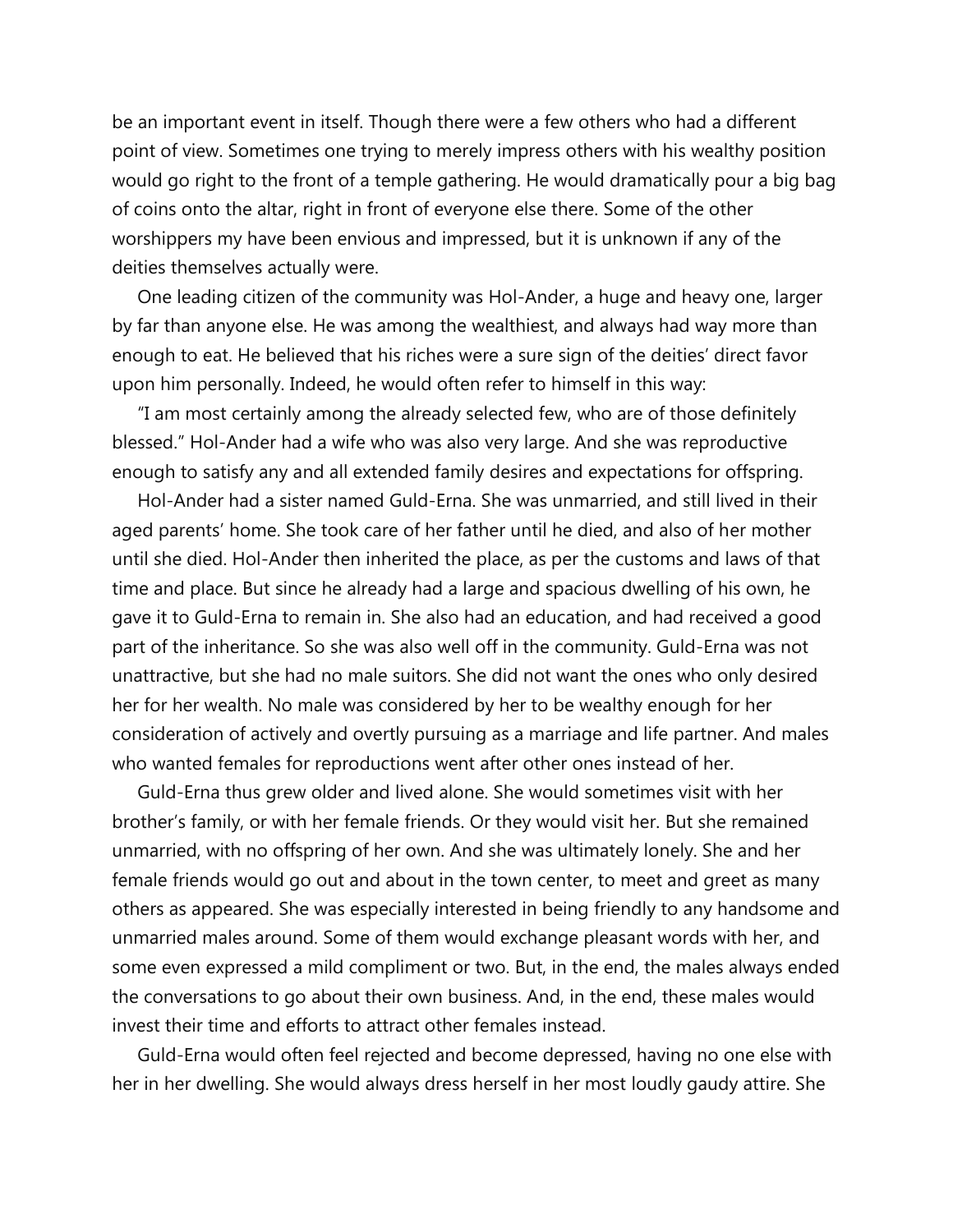be an important event in itself. Though there were a few others who had a different point of view. Sometimes one trying to merely impress others with his wealthy position would go right to the front of a temple gathering. He would dramatically pour a big bag of coins onto the altar, right in front of everyone else there. Some of the other worshippers my have been envious and impressed, but it is unknown if any of the deities themselves actually were.

One leading citizen of the community was Hol-Ander, a huge and heavy one, larger by far than anyone else. He was among the wealthiest, and always had way more than enough to eat. He believed that his riches were a sure sign of the deities' direct favor upon him personally. Indeed, he would often refer to himself in this way:

"I am most certainly among the already selected few, who are of those definitely blessed." Hol-Ander had a wife who was also very large. And she was reproductive enough to satisfy any and all extended family desires and expectations for offspring.

Hol-Ander had a sister named Guld-Erna. She was unmarried, and still lived in their aged parents' home. She took care of her father until he died, and also of her mother until she died. Hol-Ander then inherited the place, as per the customs and laws of that time and place. But since he already had a large and spacious dwelling of his own, he gave it to Guld-Erna to remain in. She also had an education, and had received a good part of the inheritance. So she was also well off in the community. Guld-Erna was not unattractive, but she had no male suitors. She did not want the ones who only desired her for her wealth. No male was considered by her to be wealthy enough for her consideration of actively and overtly pursuing as a marriage and life partner. And males who wanted females for reproductions went after other ones instead of her.

Guld-Erna thus grew older and lived alone. She would sometimes visit with her brother's family, or with her female friends. Or they would visit her. But she remained unmarried, with no offspring of her own. And she was ultimately lonely. She and her female friends would go out and about in the town center, to meet and greet as many others as appeared. She was especially interested in being friendly to any handsome and unmarried males around. Some of them would exchange pleasant words with her, and some even expressed a mild compliment or two. But, in the end, the males always ended the conversations to go about their own business. And, in the end, these males would invest their time and efforts to attract other females instead.

Guld-Erna would often feel rejected and become depressed, having no one else with her in her dwelling. She would always dress herself in her most loudly gaudy attire. She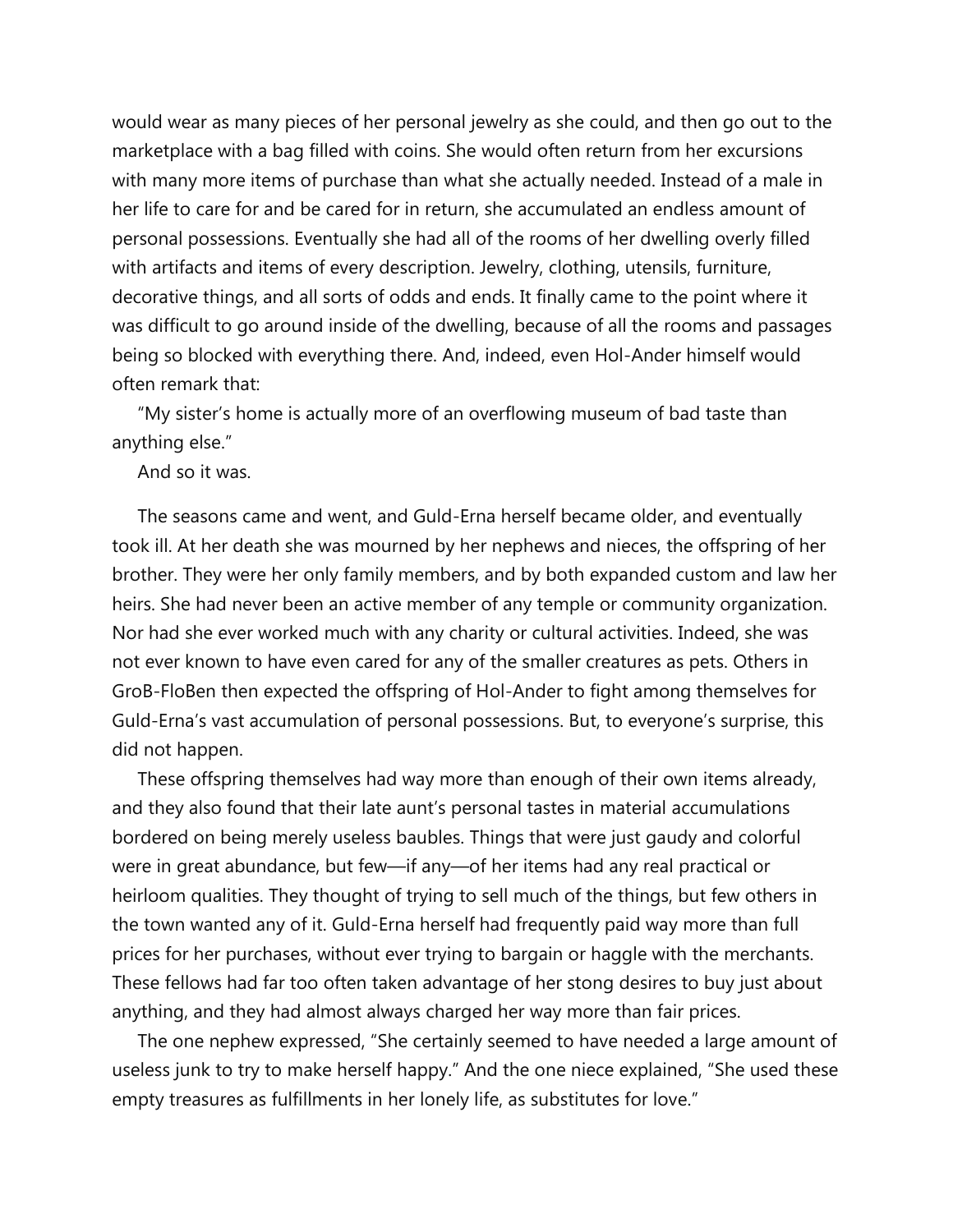would wear as many pieces of her personal jewelry as she could, and then go out to the marketplace with a bag filled with coins. She would often return from her excursions with many more items of purchase than what she actually needed. Instead of a male in her life to care for and be cared for in return, she accumulated an endless amount of personal possessions. Eventually she had all of the rooms of her dwelling overly filled with artifacts and items of every description. Jewelry, clothing, utensils, furniture, decorative things, and all sorts of odds and ends. It finally came to the point where it was difficult to go around inside of the dwelling, because of all the rooms and passages being so blocked with everything there. And, indeed, even Hol-Ander himself would often remark that:

"My sister's home is actually more of an overflowing museum of bad taste than anything else."

And so it was.

The seasons came and went, and Guld-Erna herself became older, and eventually took ill. At her death she was mourned by her nephews and nieces, the offspring of her brother. They were her only family members, and by both expanded custom and law her heirs. She had never been an active member of any temple or community organization. Nor had she ever worked much with any charity or cultural activities. Indeed, she was not ever known to have even cared for any of the smaller creatures as pets. Others in GroB-FloBen then expected the offspring of Hol-Ander to fight among themselves for Guld-Erna's vast accumulation of personal possessions. But, to everyone's surprise, this did not happen.

These offspring themselves had way more than enough of their own items already, and they also found that their late aunt's personal tastes in material accumulations bordered on being merely useless baubles. Things that were just gaudy and colorful were in great abundance, but few—if any—of her items had any real practical or heirloom qualities. They thought of trying to sell much of the things, but few others in the town wanted any of it. Guld-Erna herself had frequently paid way more than full prices for her purchases, without ever trying to bargain or haggle with the merchants. These fellows had far too often taken advantage of her stong desires to buy just about anything, and they had almost always charged her way more than fair prices.

The one nephew expressed, "She certainly seemed to have needed a large amount of useless junk to try to make herself happy." And the one niece explained, "She used these empty treasures as fulfillments in her lonely life, as substitutes for love."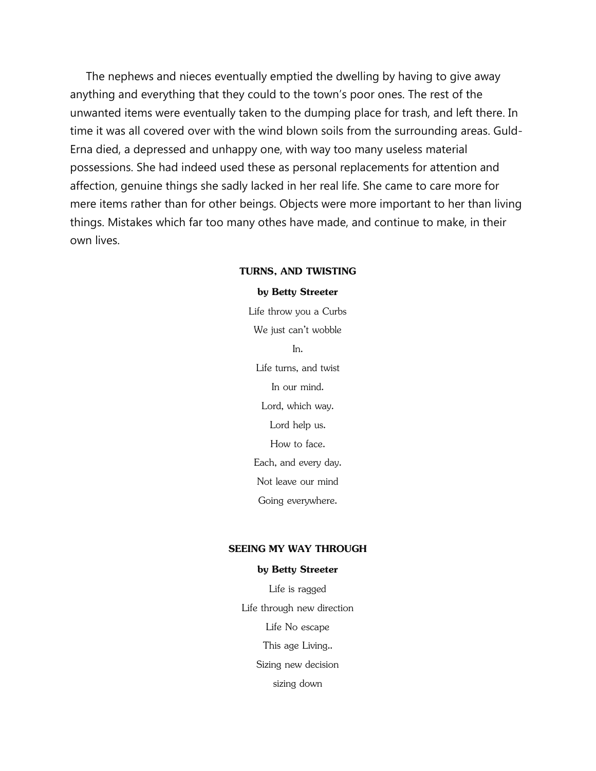The nephews and nieces eventually emptied the dwelling by having to give away anything and everything that they could to the town's poor ones. The rest of the unwanted items were eventually taken to the dumping place for trash, and left there. In time it was all covered over with the wind blown soils from the surrounding areas. Guld-Erna died, a depressed and unhappy one, with way too many useless material possessions. She had indeed used these as personal replacements for attention and affection, genuine things she sadly lacked in her real life. She came to care more for mere items rather than for other beings. Objects were more important to her than living things. Mistakes which far too many othes have made, and continue to make, in their own lives.

### TURNS, AND TWISTING

**by Betty Streeter**

Life throw you a Curbs

We just can't wobble

In.

Life turns, and twist

In our mind.

Lord, which way.

Lord help us.

How to face.

Each, and every day.

Not leave our mind

Going everywhere.

### SEEING MY WAY THROUGH

**by Betty Streeter**

Life is ragged

Life through new direction

Life No escape

This age Living..

Sizing new decision

sizing down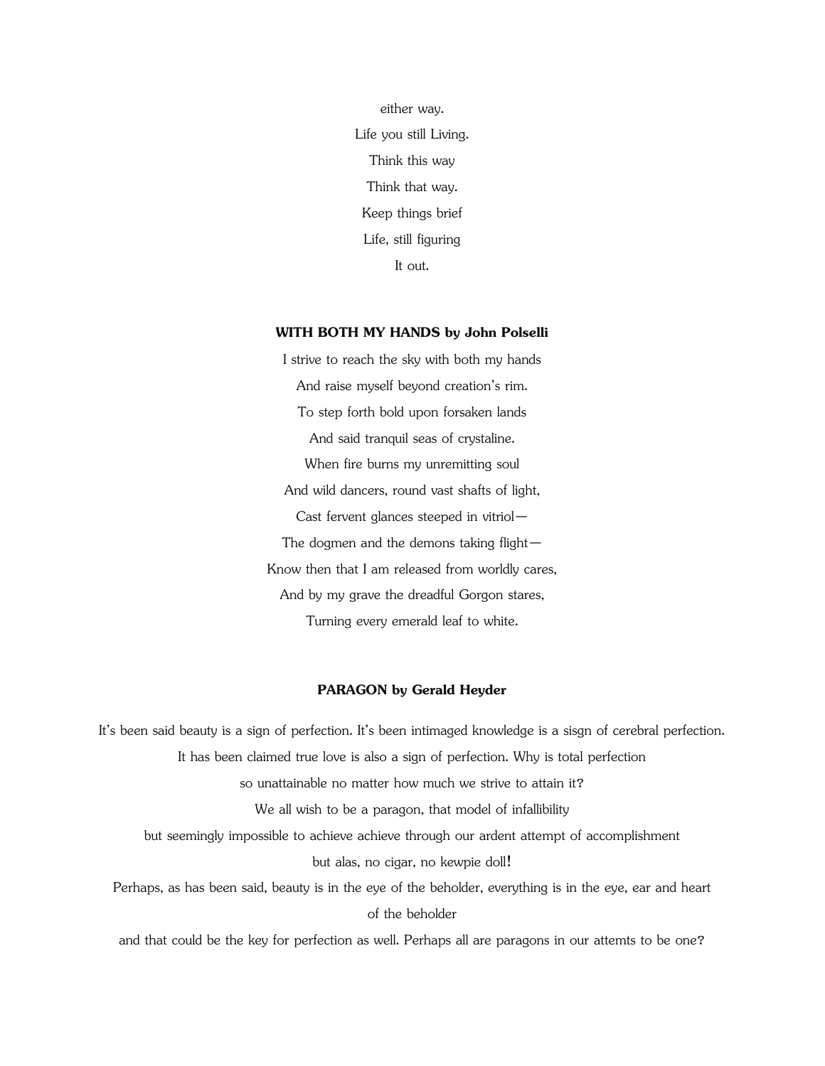either way.

Life you still Living.

Think this way

Think that way.

Keep things brief

Life, still figuring

It out.

**WITH BOTH MY HANDS by John Polselli**

I strive to reach the sky with both my hands

And raise myself beyond creation's rim.

To step forth bold upon forsaken lands

And said tranquil seas of crystaline.

When fire burns my unremitting soul

And wild dancers, round vast shafts of light,

Cast fervent glances steeped in vitriol—

The dogmen and the demons taking flight—

Know then that I am released from worldly cares,

And by my grave the dreadful Gorgon stares,

Turning every emerald leaf to white.

**PARAGON by Gerald Heyder**

It's been said beauty is a sign of perfection. It's been intimaged knowledge is a sisgn of cerebral perfection.

It has been claimed true love is also a sign of perfection. Why is total perfection

so unattainable no matter how much we strive to attain it?

We all wish to be a paragon, that model of infallibility

but seemingly impossible to achieve achieve through our ardent attempt of accomplishment

but alas, no cigar, no kewpie doll!

Perhaps, as has been said, beauty is in the eye of the beholder, everything is in the eye, ear and heart of the beholder

and that could be the key for perfection as well. Perhaps all are paragons in our attemts to be one?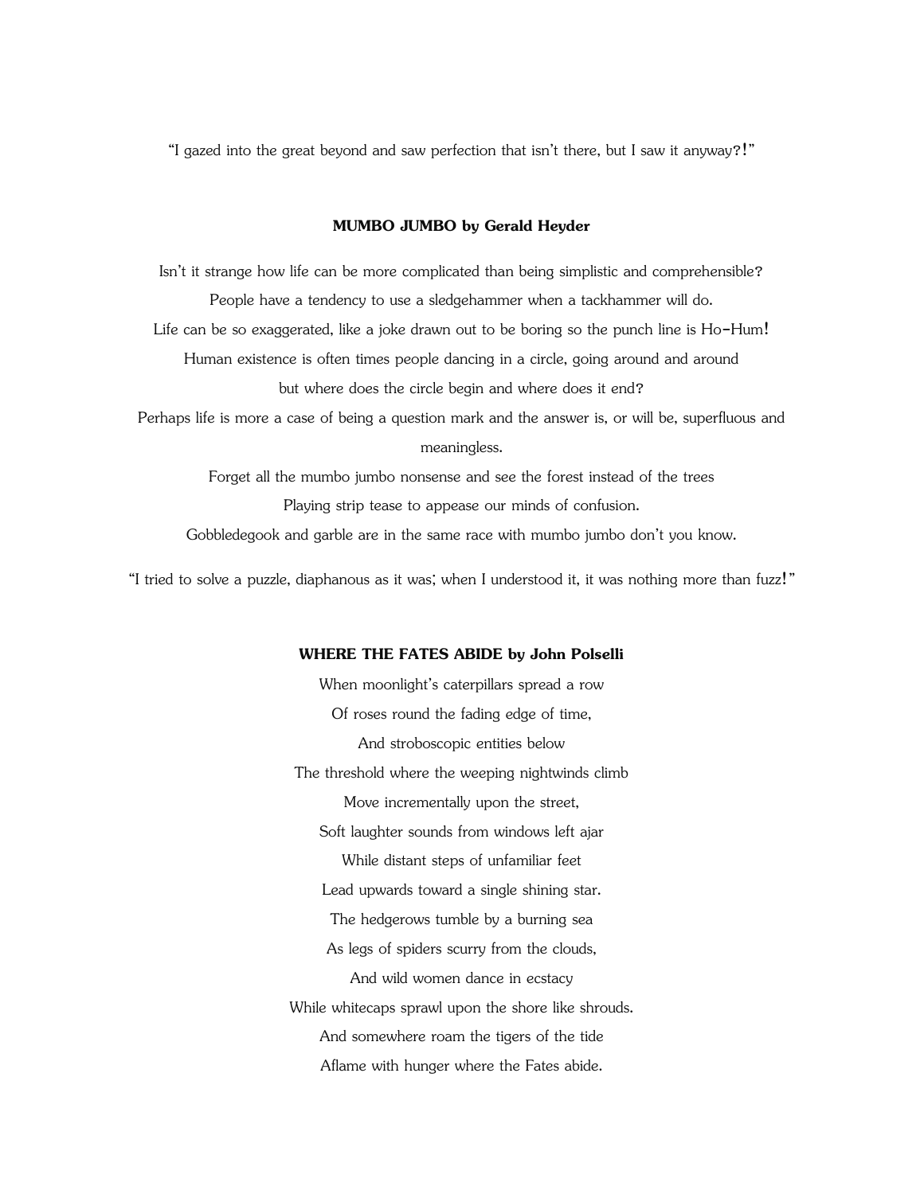"I gazed into the great beyond and saw perfection that isn't there, but I saw it anyway?!"

**MUMBO JUMBO by Gerald Heyder**

Isn't it strange how life can be more complicated than being simplistic and comprehensible?

People have a tendency to use a sledgehammer when a tackhammer will do.

Life can be so exaggerated, like a joke drawn out to be boring so the punch line is Ho-Hum!

Human existence is often times people dancing in a circle, going around and around

but where does the circle begin and where does it end?

Perhaps life is more a case of being a question mark and the answer is, or will be, superfluous and meaningless.

Forget all the mumbo jumbo nonsense and see the forest instead of the trees

Playing strip tease to appease our minds of confusion.

Gobbledegook and garble are in the same race with mumbo jumbo don't you know.

"I tried to solve a puzzle, diaphanous as it was; when I understood it, it was nothing more than fuzz!"

**WHERE THE FATES ABIDE by John Polselli**

When moonlight's caterpillars spread a row

Of roses round the fading edge of time,

And stroboscopic entities below

The threshold where the weeping nightwinds climb

Move incrementally upon the street,

Soft laughter sounds from windows left ajar

While distant steps of unfamiliar feet

Lead upwards toward a single shining star.

The hedgerows tumble by a burning sea

As legs of spiders scurry from the clouds,

And wild women dance in ecstacy

While whitecaps sprawl upon the shore like shrouds.

And somewhere roam the tigers of the tide

Aflame with hunger where the Fates abide.